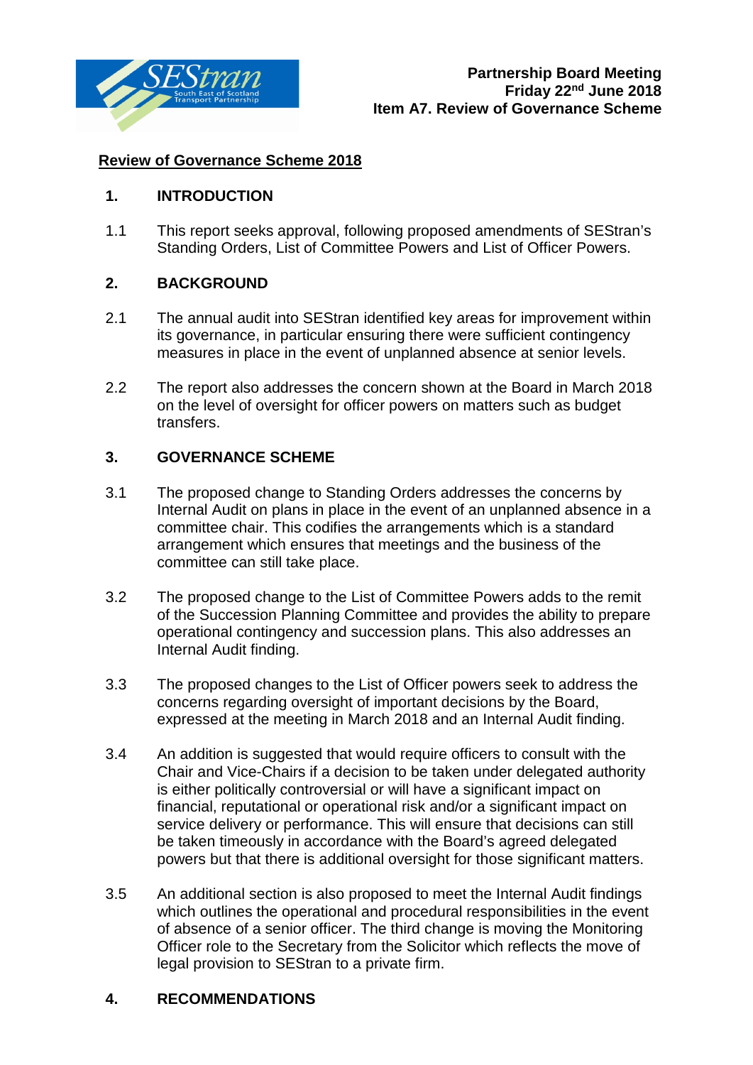**Partnership Board Meeting**
**Friday 22nd June 2018**
**Item A7. Review of Governance Scheme**

**Review of Governance Scheme 2018**

## 1. INTRODUCTION

1.1 This report seeks approval, following proposed amendments of SEStran's Standing Orders, List of Committee Powers and List of Officer Powers.

## 2. BACKGROUND

2.1 The annual audit into SEStran identified key areas for improvement within its governance, in particular ensuring there were sufficient contingency measures in place in the event of unplanned absence at senior levels.

2.2 The report also addresses the concern shown at the Board in March 2018 on the level of oversight for officer powers on matters such as budget transfers.

## 3. GOVERNANCE SCHEME

3.1 The proposed change to Standing Orders addresses the concerns by Internal Audit on plans in place in the event of an unplanned absence in a committee chair. This codifies the arrangements which is a standard arrangement which ensures that meetings and the business of the committee can still take place.

3.2 The proposed change to the List of Committee Powers adds to the remit of the Succession Planning Committee and provides the ability to prepare operational contingency and succession plans. This also addresses an Internal Audit finding.

3.3 The proposed changes to the List of Officer powers seek to address the concerns regarding oversight of important decisions by the Board, expressed at the meeting in March 2018 and an Internal Audit finding.

3.4 An addition is suggested that would require officers to consult with the Chair and Vice-Chairs if a decision to be taken under delegated authority is either politically controversial or will have a significant impact on financial, reputational or operational risk and/or a significant impact on service delivery or performance. This will ensure that decisions can still be taken timeously in accordance with the Board's agreed delegated powers but that there is additional oversight for those significant matters.

3.5 An additional section is also proposed to meet the Internal Audit findings which outlines the operational and procedural responsibilities in the event of absence of a senior officer. The third change is moving the Monitoring Officer role to the Secretary from the Solicitor which reflects the move of legal provision to SEStran to a private firm.

## 4. RECOMMENDATIONS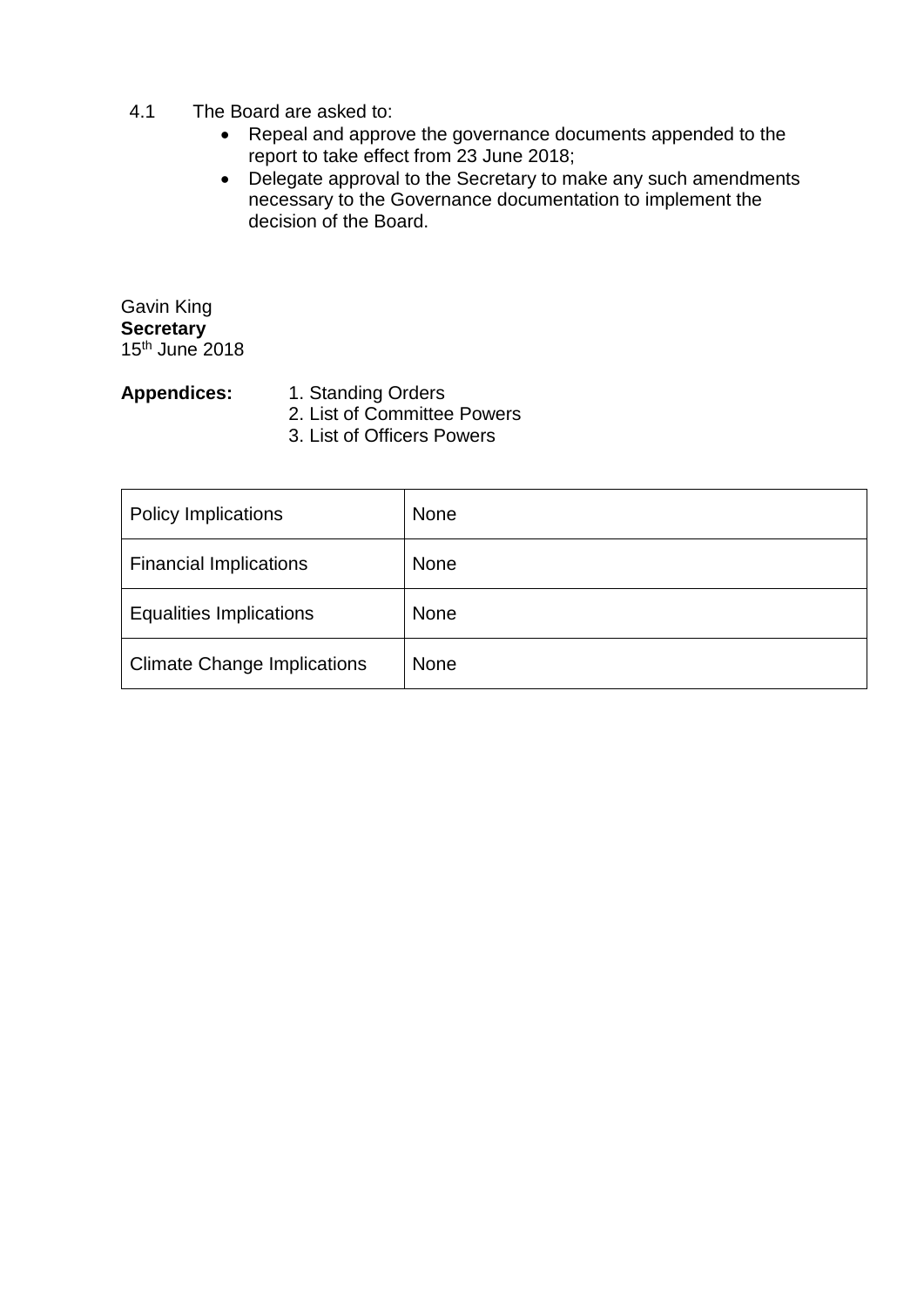4.1 The Board are asked to:

- Repeal and approve the governance documents appended to the report to take effect from 23 June 2018;
- Delegate approval to the Secretary to make any such amendments necessary to the Governance documentation to implement the decision of the Board.

Gavin King
**Secretary**
15th June 2018

**Appendices:**
1. Standing Orders
2. List of Committee Powers
3. List of Officers Powers

| | |
|---|---|
| Policy Implications | None |
| Financial Implications | None |
| Equalities Implications | None |
| Climate Change Implications | None |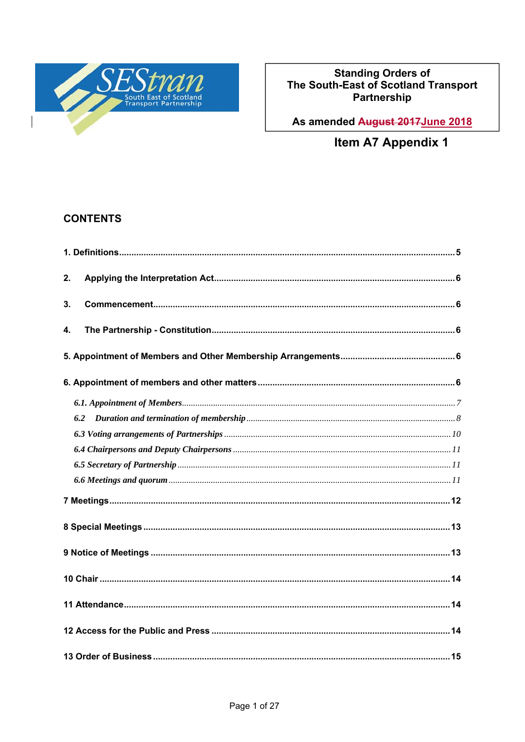# Standing Orders of The South-East of Scotland Transport Partnership

As amended ~~August 2017~~June 2018

**Item A7 Appendix 1**

## CONTENTS

**1. Definitions** ........................................................ 5

**2. Applying the Interpretation Act** ........................................................ 6

**3. Commencement** ........................................................ 6

**4. The Partnership - Constitution** ........................................................ 6

**5. Appointment of Members and Other Membership Arrangements** ........................................................ 6

**6. Appointment of members and other matters** ........................................................ 6

*6.1. Appointment of Members* ........................................................ 7

*6.2 Duration and termination of membership* ........................................................ 8

*6.3 Voting arrangements of Partnerships* ........................................................ 10

*6.4 Chairpersons and Deputy Chairpersons* ........................................................ 11

*6.5 Secretary of Partnership* ........................................................ 11

*6.6 Meetings and quorum* ........................................................ 11

**7 Meetings** ........................................................ 12

**8 Special Meetings** ........................................................ 13

**9 Notice of Meetings** ........................................................ 13

**10 Chair** ........................................................ 14

**11 Attendance** ........................................................ 14

**12 Access for the Public and Press** ........................................................ 14

**13 Order of Business** ........................................................ 15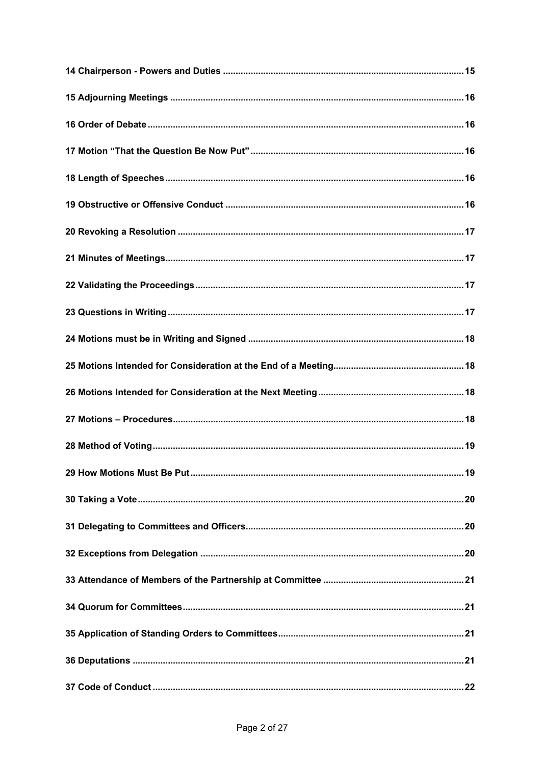| | |
|---|---|
| **14 Chairperson - Powers and Duties** | **15** |
| **15 Adjourning Meetings** | **16** |
| **16 Order of Debate** | **16** |
| **17 Motion "That the Question Be Now Put"** | **16** |
| **18 Length of Speeches** | **16** |
| **19 Obstructive or Offensive Conduct** | **16** |
| **20 Revoking a Resolution** | **17** |
| **21 Minutes of Meetings** | **17** |
| **22 Validating the Proceedings** | **17** |
| **23 Questions in Writing** | **17** |
| **24 Motions must be in Writing and Signed** | **18** |
| **25 Motions Intended for Consideration at the End of a Meeting** | **18** |
| **26 Motions Intended for Consideration at the Next Meeting** | **18** |
| **27 Motions – Procedures** | **18** |
| **28 Method of Voting** | **19** |
| **29 How Motions Must Be Put** | **19** |
| **30 Taking a Vote** | **20** |
| **31 Delegating to Committees and Officers** | **20** |
| **32 Exceptions from Delegation** | **20** |
| **33 Attendance of Members of the Partnership at Committee** | **21** |
| **34 Quorum for Committees** | **21** |
| **35 Application of Standing Orders to Committees** | **21** |
| **36 Deputations** | **21** |
| **37 Code of Conduct** | **22** |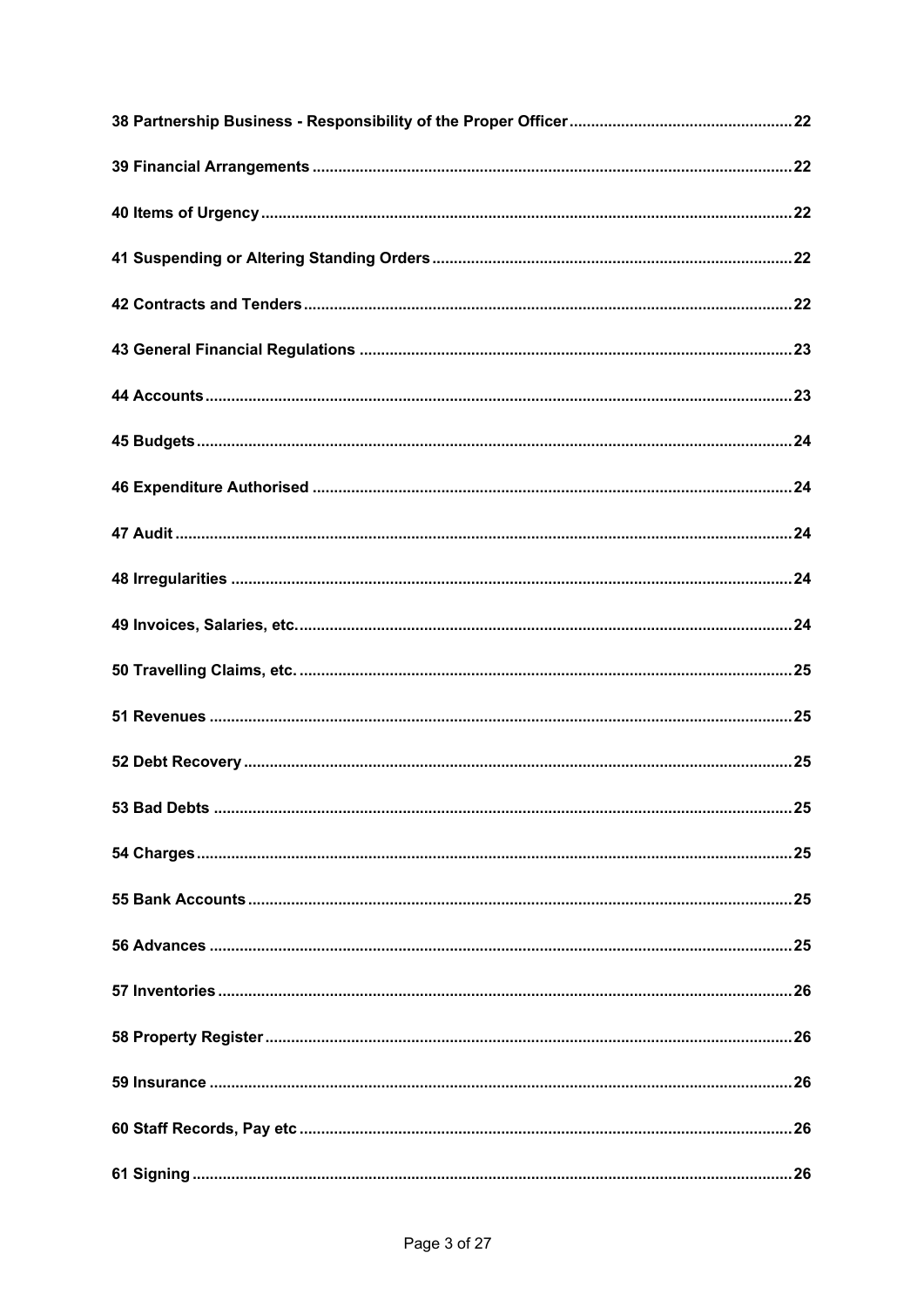**38 Partnership Business - Responsibility of the Proper Officer** ..... 22

**39 Financial Arrangements** ..... 22

**40 Items of Urgency** ..... 22

**41 Suspending or Altering Standing Orders** ..... 22

**42 Contracts and Tenders** ..... 22

**43 General Financial Regulations** ..... 23

**44 Accounts** ..... 23

**45 Budgets** ..... 24

**46 Expenditure Authorised** ..... 24

**47 Audit** ..... 24

**48 Irregularities** ..... 24

**49 Invoices, Salaries, etc.** ..... 24

**50 Travelling Claims, etc.** ..... 25

**51 Revenues** ..... 25

**52 Debt Recovery** ..... 25

**53 Bad Debts** ..... 25

**54 Charges** ..... 25

**55 Bank Accounts** ..... 25

**56 Advances** ..... 25

**57 Inventories** ..... 26

**58 Property Register** ..... 26

**59 Insurance** ..... 26

**60 Staff Records, Pay etc** ..... 26

**61 Signing** ..... 26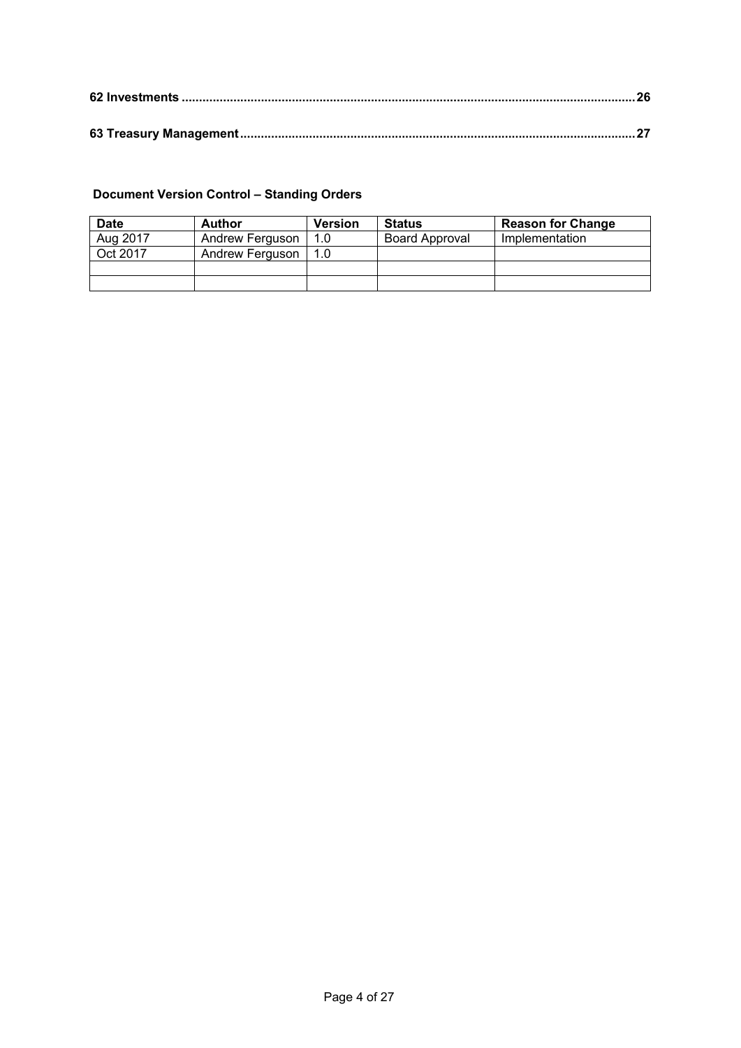**62 Investments .......................................................................................................................... 26**

**63 Treasury Management ........................................................................................................ 27**

**Document Version Control – Standing Orders**

| **Date** | **Author** | **Version** | **Status** | **Reason for Change** |
|---|---|---|---|---|
| Aug 2017 | Andrew Ferguson | 1.0 | Board Approval | Implementation |
| Oct 2017 | Andrew Ferguson | 1.0 | | |
| | | | | |
| | | | | |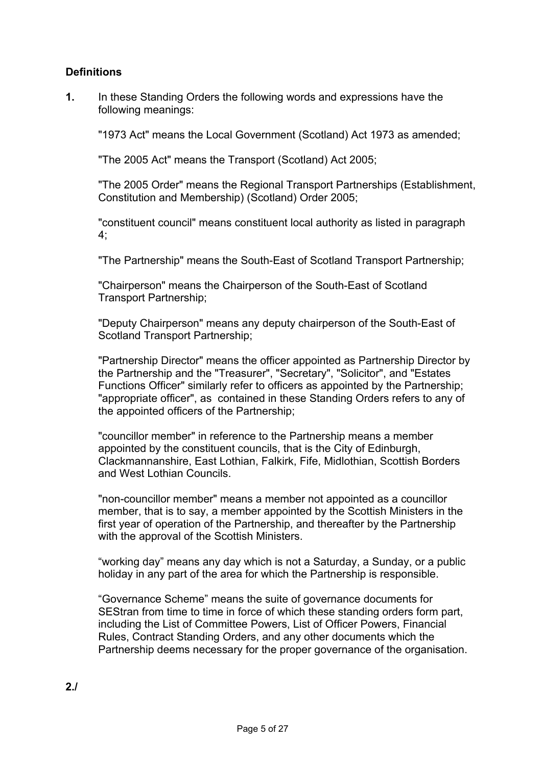**Definitions**

**1.** In these Standing Orders the following words and expressions have the following meanings:

"1973 Act" means the Local Government (Scotland) Act 1973 as amended;

"The 2005 Act" means the Transport (Scotland) Act 2005;

"The 2005 Order" means the Regional Transport Partnerships (Establishment, Constitution and Membership) (Scotland) Order 2005;

"constituent council" means constituent local authority as listed in paragraph 4;

"The Partnership" means the South-East of Scotland Transport Partnership;

"Chairperson" means the Chairperson of the South-East of Scotland Transport Partnership;

"Deputy Chairperson" means any deputy chairperson of the South-East of Scotland Transport Partnership;

"Partnership Director" means the officer appointed as Partnership Director by the Partnership and the "Treasurer", "Secretary", "Solicitor", and "Estates Functions Officer" similarly refer to officers as appointed by the Partnership; "appropriate officer", as contained in these Standing Orders refers to any of the appointed officers of the Partnership;

"councillor member" in reference to the Partnership means a member appointed by the constituent councils, that is the City of Edinburgh, Clackmannanshire, East Lothian, Falkirk, Fife, Midlothian, Scottish Borders and West Lothian Councils.

"non-councillor member" means a member not appointed as a councillor member, that is to say, a member appointed by the Scottish Ministers in the first year of operation of the Partnership, and thereafter by the Partnership with the approval of the Scottish Ministers.

“working day” means any day which is not a Saturday, a Sunday, or a public holiday in any part of the area for which the Partnership is responsible.

“Governance Scheme” means the suite of governance documents for SEStran from time to time in force of which these standing orders form part, including the List of Committee Powers, List of Officer Powers, Financial Rules, Contract Standing Orders, and any other documents which the Partnership deems necessary for the proper governance of the organisation.

**2./**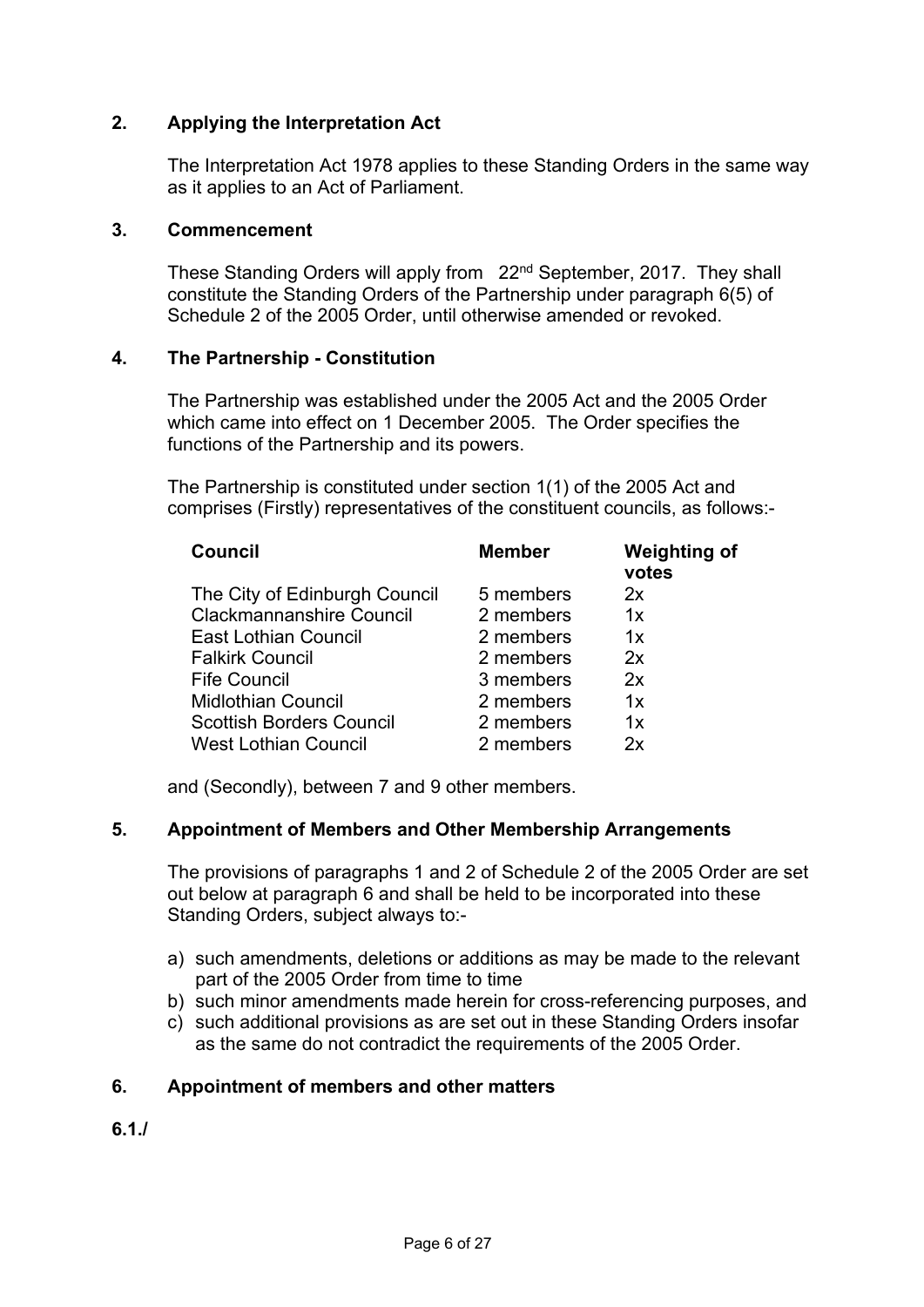## 2. Applying the Interpretation Act

The Interpretation Act 1978 applies to these Standing Orders in the same way as it applies to an Act of Parliament.

## 3. Commencement

These Standing Orders will apply from 22nd September, 2017. They shall constitute the Standing Orders of the Partnership under paragraph 6(5) of Schedule 2 of the 2005 Order, until otherwise amended or revoked.

## 4. The Partnership - Constitution

The Partnership was established under the 2005 Act and the 2005 Order which came into effect on 1 December 2005. The Order specifies the functions of the Partnership and its powers.

The Partnership is constituted under section 1(1) of the 2005 Act and comprises (Firstly) representatives of the constituent councils, as follows:-

| Council | Member | Weighting of votes |
|---|---|---|
| The City of Edinburgh Council | 5 members | 2x |
| Clackmannanshire Council | 2 members | 1x |
| East Lothian Council | 2 members | 1x |
| Falkirk Council | 2 members | 2x |
| Fife Council | 3 members | 2x |
| Midlothian Council | 2 members | 1x |
| Scottish Borders Council | 2 members | 1x |
| West Lothian Council | 2 members | 2x |

and (Secondly), between 7 and 9 other members.

## 5. Appointment of Members and Other Membership Arrangements

The provisions of paragraphs 1 and 2 of Schedule 2 of the 2005 Order are set out below at paragraph 6 and shall be held to be incorporated into these Standing Orders, subject always to:-

a) such amendments, deletions or additions as may be made to the relevant part of the 2005 Order from time to time
b) such minor amendments made herein for cross-referencing purposes, and
c) such additional provisions as are set out in these Standing Orders insofar as the same do not contradict the requirements of the 2005 Order.

## 6. Appointment of members and other matters

6.1./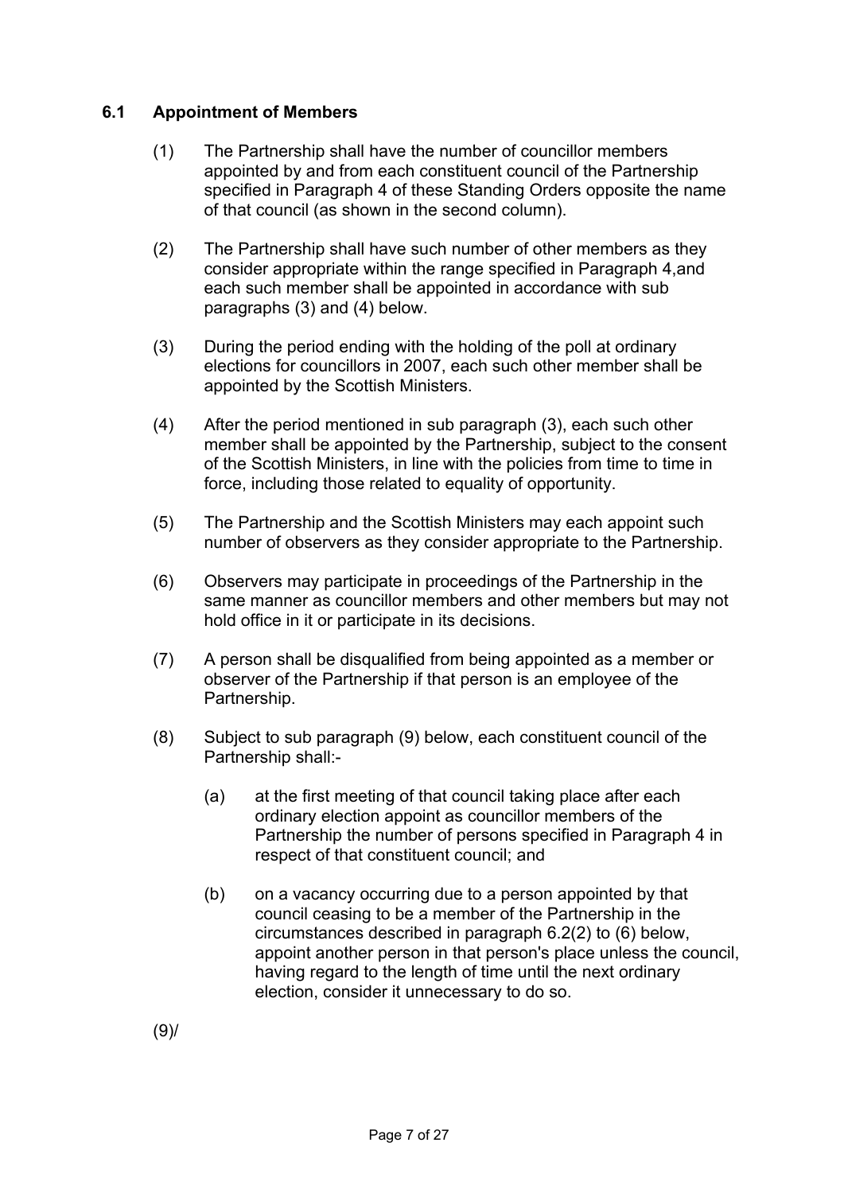## 6.1 Appointment of Members

(1) The Partnership shall have the number of councillor members appointed by and from each constituent council of the Partnership specified in Paragraph 4 of these Standing Orders opposite the name of that council (as shown in the second column).

(2) The Partnership shall have such number of other members as they consider appropriate within the range specified in Paragraph 4,and each such member shall be appointed in accordance with sub paragraphs (3) and (4) below.

(3) During the period ending with the holding of the poll at ordinary elections for councillors in 2007, each such other member shall be appointed by the Scottish Ministers.

(4) After the period mentioned in sub paragraph (3), each such other member shall be appointed by the Partnership, subject to the consent of the Scottish Ministers, in line with the policies from time to time in force, including those related to equality of opportunity.

(5) The Partnership and the Scottish Ministers may each appoint such number of observers as they consider appropriate to the Partnership.

(6) Observers may participate in proceedings of the Partnership in the same manner as councillor members and other members but may not hold office in it or participate in its decisions.

(7) A person shall be disqualified from being appointed as a member or observer of the Partnership if that person is an employee of the Partnership.

(8) Subject to sub paragraph (9) below, each constituent council of the Partnership shall:-

   (a) at the first meeting of that council taking place after each ordinary election appoint as councillor members of the Partnership the number of persons specified in Paragraph 4 in respect of that constituent council; and

   (b) on a vacancy occurring due to a person appointed by that council ceasing to be a member of the Partnership in the circumstances described in paragraph 6.2(2) to (6) below, appoint another person in that person's place unless the council, having regard to the length of time until the next ordinary election, consider it unnecessary to do so.

(9)/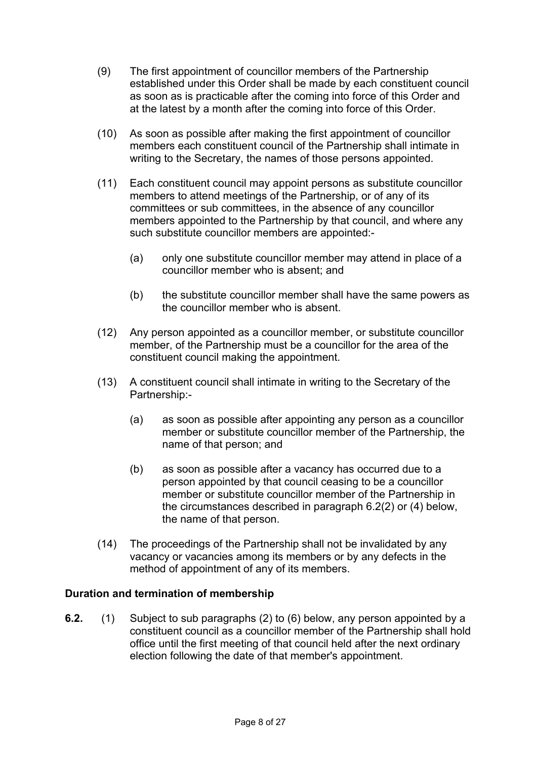(9) The first appointment of councillor members of the Partnership established under this Order shall be made by each constituent council as soon as is practicable after the coming into force of this Order and at the latest by a month after the coming into force of this Order.

(10) As soon as possible after making the first appointment of councillor members each constituent council of the Partnership shall intimate in writing to the Secretary, the names of those persons appointed.

(11) Each constituent council may appoint persons as substitute councillor members to attend meetings of the Partnership, or of any of its committees or sub committees, in the absence of any councillor members appointed to the Partnership by that council, and where any such substitute councillor members are appointed:-

   (a) only one substitute councillor member may attend in place of a councillor member who is absent; and

   (b) the substitute councillor member shall have the same powers as the councillor member who is absent.

(12) Any person appointed as a councillor member, or substitute councillor member, of the Partnership must be a councillor for the area of the constituent council making the appointment.

(13) A constituent council shall intimate in writing to the Secretary of the Partnership:-

   (a) as soon as possible after appointing any person as a councillor member or substitute councillor member of the Partnership, the name of that person; and

   (b) as soon as possible after a vacancy has occurred due to a person appointed by that council ceasing to be a councillor member or substitute councillor member of the Partnership in the circumstances described in paragraph 6.2(2) or (4) below, the name of that person.

(14) The proceedings of the Partnership shall not be invalidated by any vacancy or vacancies among its members or by any defects in the method of appointment of any of its members.

### Duration and termination of membership

**6.2.** (1) Subject to sub paragraphs (2) to (6) below, any person appointed by a constituent council as a councillor member of the Partnership shall hold office until the first meeting of that council held after the next ordinary election following the date of that member's appointment.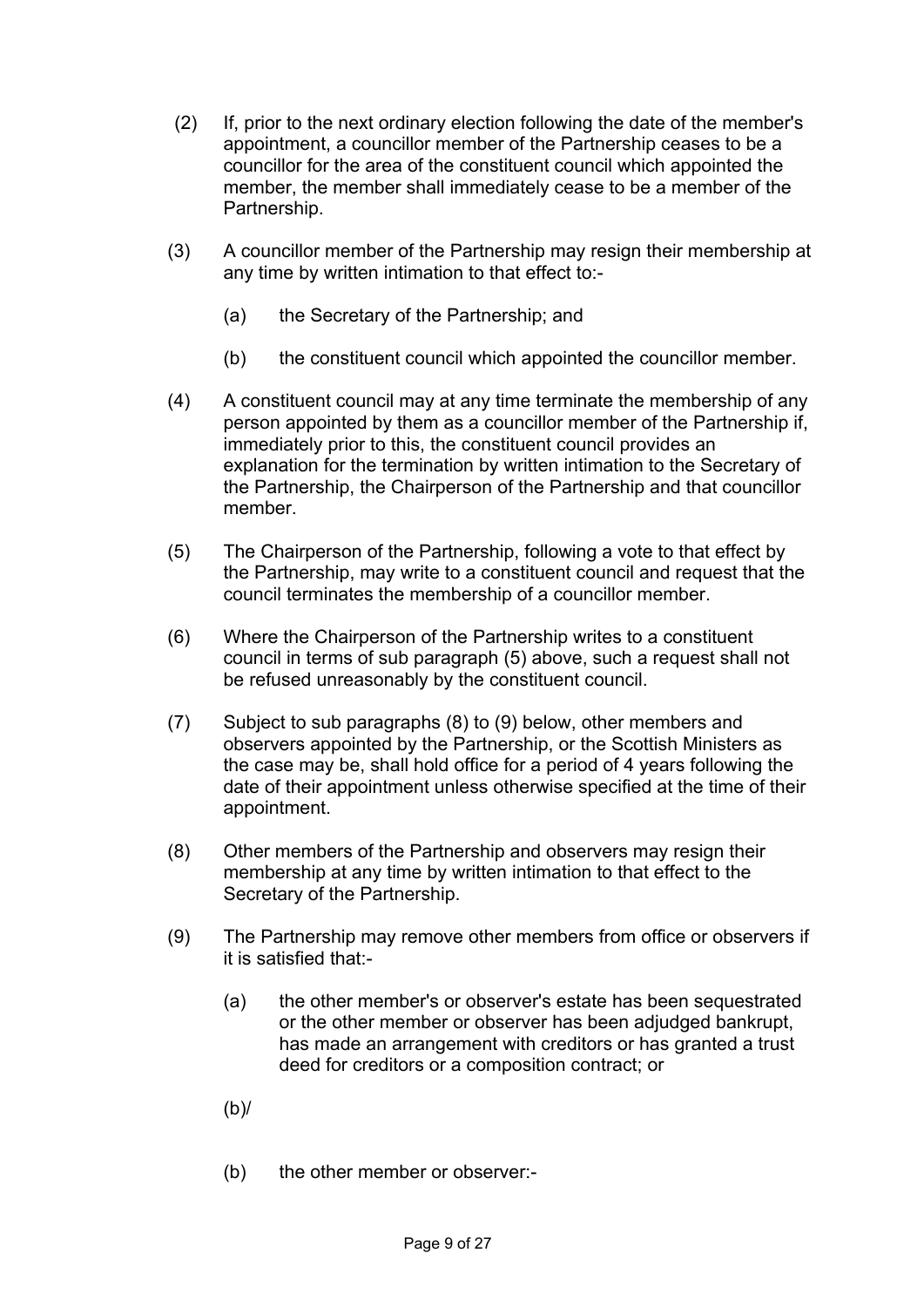(2) If, prior to the next ordinary election following the date of the member's appointment, a councillor member of the Partnership ceases to be a councillor for the area of the constituent council which appointed the member, the member shall immediately cease to be a member of the Partnership.

(3) A councillor member of the Partnership may resign their membership at any time by written intimation to that effect to:-

   (a) the Secretary of the Partnership; and

   (b) the constituent council which appointed the councillor member.

(4) A constituent council may at any time terminate the membership of any person appointed by them as a councillor member of the Partnership if, immediately prior to this, the constituent council provides an explanation for the termination by written intimation to the Secretary of the Partnership, the Chairperson of the Partnership and that councillor member.

(5) The Chairperson of the Partnership, following a vote to that effect by the Partnership, may write to a constituent council and request that the council terminates the membership of a councillor member.

(6) Where the Chairperson of the Partnership writes to a constituent council in terms of sub paragraph (5) above, such a request shall not be refused unreasonably by the constituent council.

(7) Subject to sub paragraphs (8) to (9) below, other members and observers appointed by the Partnership, or the Scottish Ministers as the case may be, shall hold office for a period of 4 years following the date of their appointment unless otherwise specified at the time of their appointment.

(8) Other members of the Partnership and observers may resign their membership at any time by written intimation to that effect to the Secretary of the Partnership.

(9) The Partnership may remove other members from office or observers if it is satisfied that:-

   (a) the other member's or observer's estate has been sequestrated or the other member or observer has been adjudged bankrupt, has made an arrangement with creditors or has granted a trust deed for creditors or a composition contract; or

   (b)/

   (b) the other member or observer:-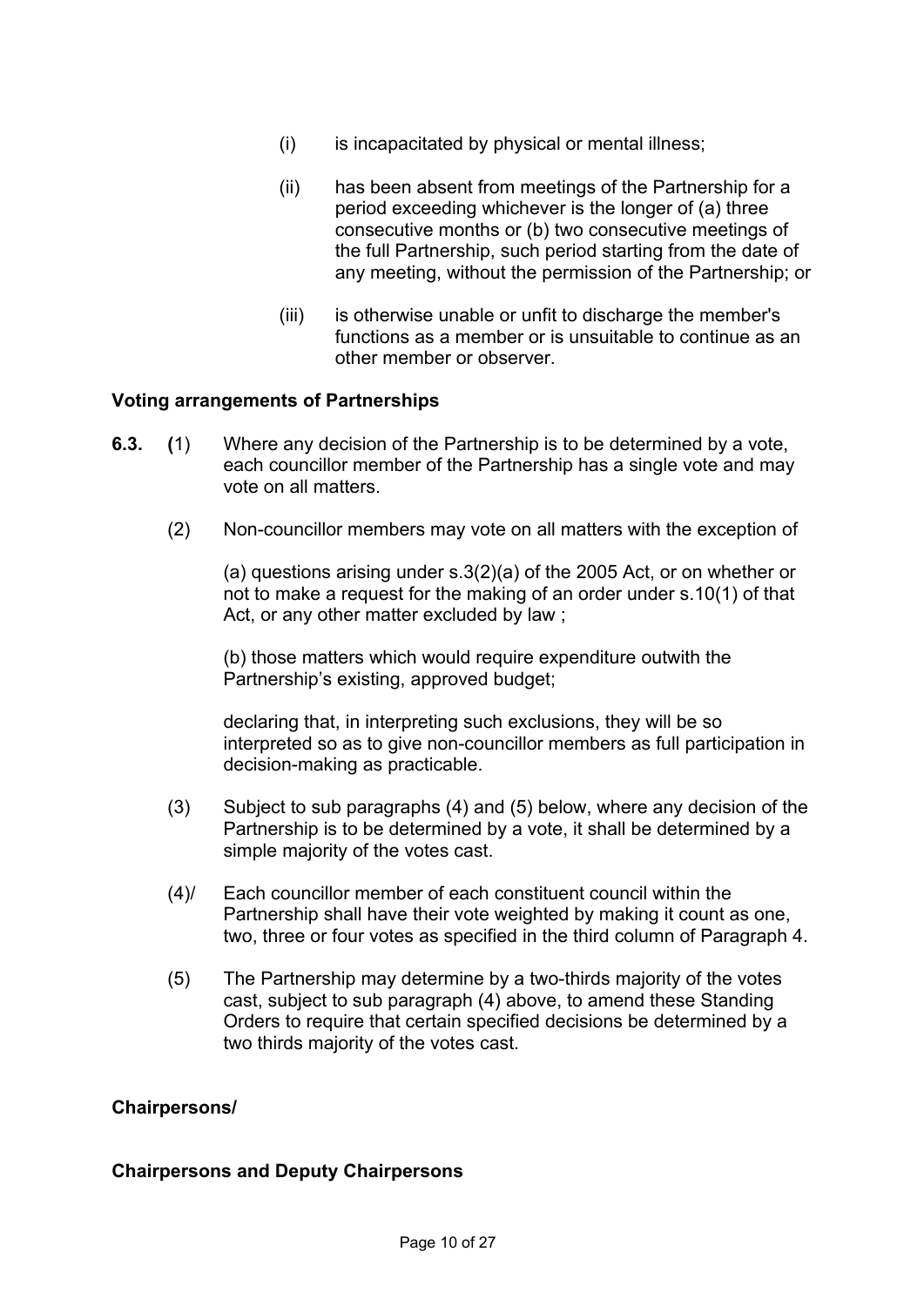(i) is incapacitated by physical or mental illness;

(ii) has been absent from meetings of the Partnership for a period exceeding whichever is the longer of (a) three consecutive months or (b) two consecutive meetings of the full Partnership, such period starting from the date of any meeting, without the permission of the Partnership; or

(iii) is otherwise unable or unfit to discharge the member's functions as a member or is unsuitable to continue as an other member or observer.

**Voting arrangements of Partnerships**

**6.3. (**1) Where any decision of the Partnership is to be determined by a vote, each councillor member of the Partnership has a single vote and may vote on all matters.

(2) Non-councillor members may vote on all matters with the exception of

(a) questions arising under s.3(2)(a) of the 2005 Act, or on whether or not to make a request for the making of an order under s.10(1) of that Act, or any other matter excluded by law ;

(b) those matters which would require expenditure outwith the Partnership's existing, approved budget;

declaring that, in interpreting such exclusions, they will be so interpreted so as to give non-councillor members as full participation in decision-making as practicable.

(3) Subject to sub paragraphs (4) and (5) below, where any decision of the Partnership is to be determined by a vote, it shall be determined by a simple majority of the votes cast.

(4)/ Each councillor member of each constituent council within the Partnership shall have their vote weighted by making it count as one, two, three or four votes as specified in the third column of Paragraph 4.

(5) The Partnership may determine by a two-thirds majority of the votes cast, subject to sub paragraph (4) above, to amend these Standing Orders to require that certain specified decisions be determined by a two thirds majority of the votes cast.

**Chairpersons/**

**Chairpersons and Deputy Chairpersons**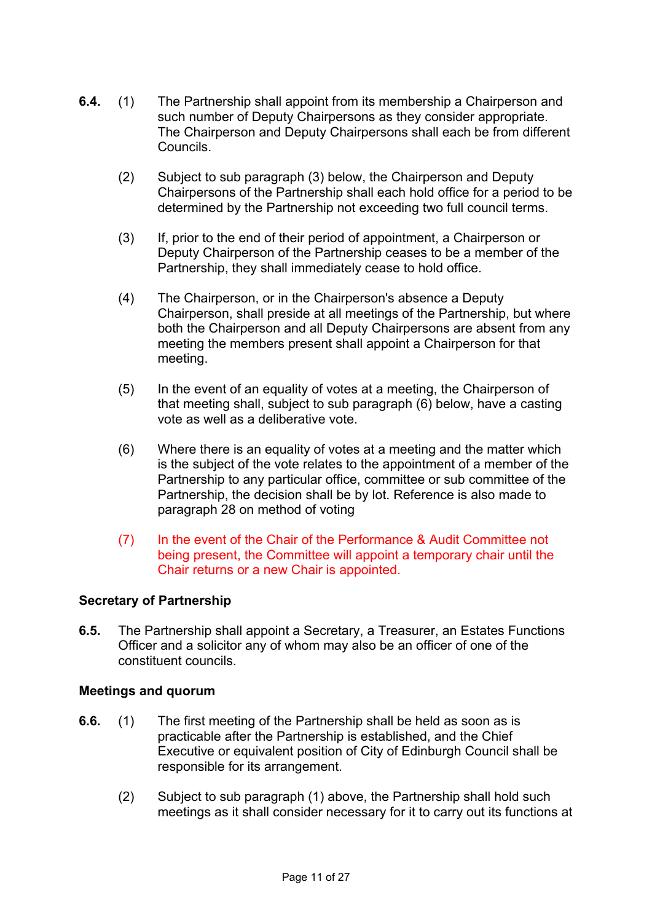**6.4.** (1) The Partnership shall appoint from its membership a Chairperson and such number of Deputy Chairpersons as they consider appropriate. The Chairperson and Deputy Chairpersons shall each be from different Councils.

(2) Subject to sub paragraph (3) below, the Chairperson and Deputy Chairpersons of the Partnership shall each hold office for a period to be determined by the Partnership not exceeding two full council terms.

(3) If, prior to the end of their period of appointment, a Chairperson or Deputy Chairperson of the Partnership ceases to be a member of the Partnership, they shall immediately cease to hold office.

(4) The Chairperson, or in the Chairperson's absence a Deputy Chairperson, shall preside at all meetings of the Partnership, but where both the Chairperson and all Deputy Chairpersons are absent from any meeting the members present shall appoint a Chairperson for that meeting.

(5) In the event of an equality of votes at a meeting, the Chairperson of that meeting shall, subject to sub paragraph (6) below, have a casting vote as well as a deliberative vote.

(6) Where there is an equality of votes at a meeting and the matter which is the subject of the vote relates to the appointment of a member of the Partnership to any particular office, committee or sub committee of the Partnership, the decision shall be by lot. Reference is also made to paragraph 28 on method of voting

(7) In the event of the Chair of the Performance & Audit Committee not being present, the Committee will appoint a temporary chair until the Chair returns or a new Chair is appointed.

**Secretary of Partnership**

**6.5.** The Partnership shall appoint a Secretary, a Treasurer, an Estates Functions Officer and a solicitor any of whom may also be an officer of one of the constituent councils.

**Meetings and quorum**

**6.6.** (1) The first meeting of the Partnership shall be held as soon as is practicable after the Partnership is established, and the Chief Executive or equivalent position of City of Edinburgh Council shall be responsible for its arrangement.

(2) Subject to sub paragraph (1) above, the Partnership shall hold such meetings as it shall consider necessary for it to carry out its functions at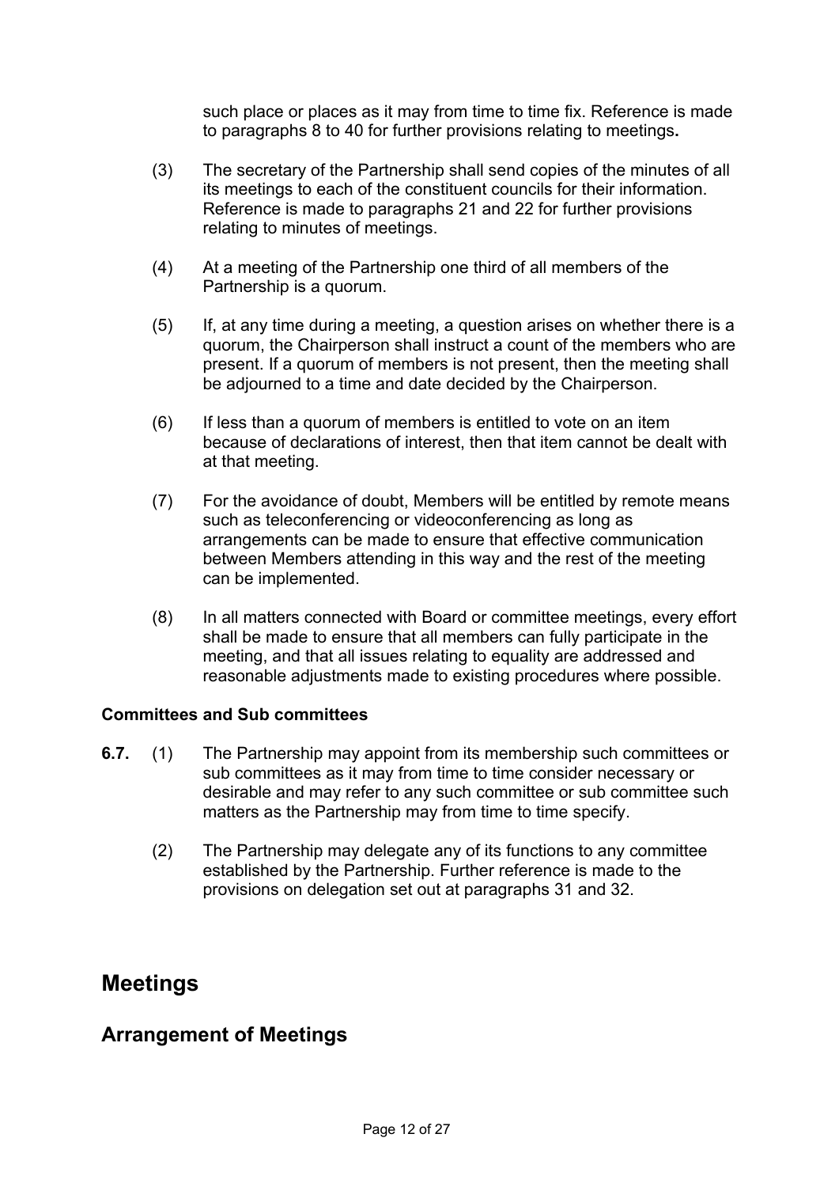such place or places as it may from time to time fix. Reference is made to paragraphs 8 to 40 for further provisions relating to meetings**.**

(3) The secretary of the Partnership shall send copies of the minutes of all its meetings to each of the constituent councils for their information. Reference is made to paragraphs 21 and 22 for further provisions relating to minutes of meetings.

(4) At a meeting of the Partnership one third of all members of the Partnership is a quorum.

(5) If, at any time during a meeting, a question arises on whether there is a quorum, the Chairperson shall instruct a count of the members who are present. If a quorum of members is not present, then the meeting shall be adjourned to a time and date decided by the Chairperson.

(6) If less than a quorum of members is entitled to vote on an item because of declarations of interest, then that item cannot be dealt with at that meeting.

(7) For the avoidance of doubt, Members will be entitled by remote means such as teleconferencing or videoconferencing as long as arrangements can be made to ensure that effective communication between Members attending in this way and the rest of the meeting can be implemented.

(8) In all matters connected with Board or committee meetings, every effort shall be made to ensure that all members can fully participate in the meeting, and that all issues relating to equality are addressed and reasonable adjustments made to existing procedures where possible.

**Committees and Sub committees**

**6.7.** (1) The Partnership may appoint from its membership such committees or sub committees as it may from time to time consider necessary or desirable and may refer to any such committee or sub committee such matters as the Partnership may from time to time specify.

(2) The Partnership may delegate any of its functions to any committee established by the Partnership. Further reference is made to the provisions on delegation set out at paragraphs 31 and 32.

# Meetings

## Arrangement of Meetings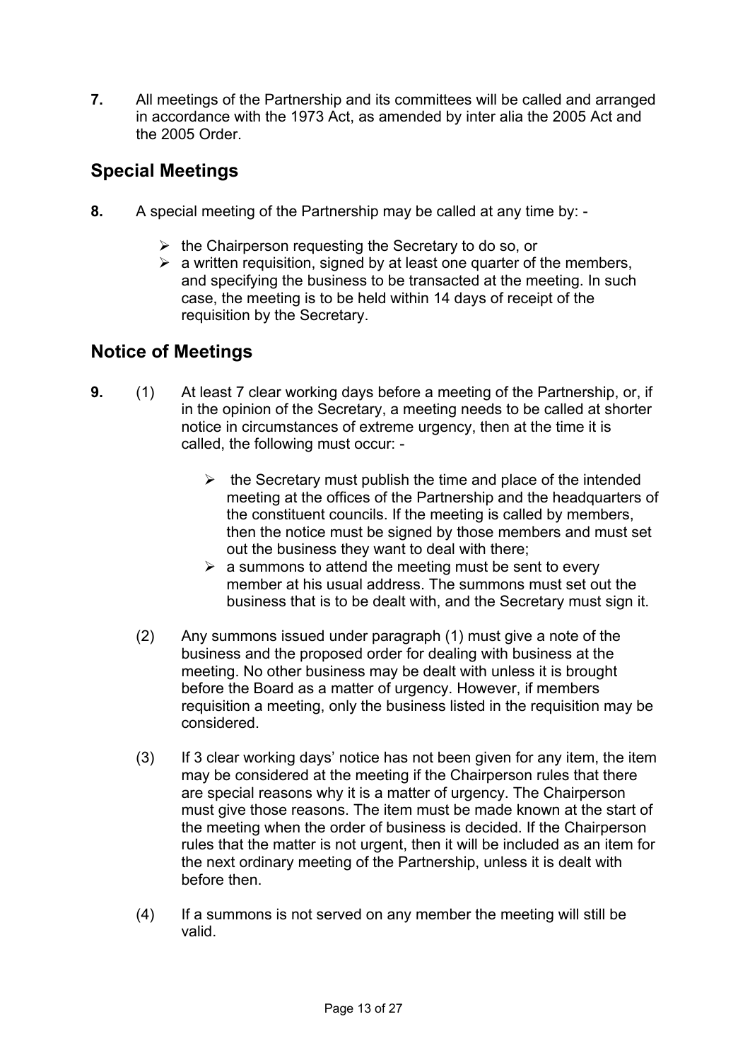**7.** All meetings of the Partnership and its committees will be called and arranged in accordance with the 1973 Act, as amended by inter alia the 2005 Act and the 2005 Order.

## Special Meetings

**8.** A special meeting of the Partnership may be called at any time by: -

- the Chairperson requesting the Secretary to do so, or
- a written requisition, signed by at least one quarter of the members, and specifying the business to be transacted at the meeting. In such case, the meeting is to be held within 14 days of receipt of the requisition by the Secretary.

## Notice of Meetings

**9.** (1) At least 7 clear working days before a meeting of the Partnership, or, if in the opinion of the Secretary, a meeting needs to be called at shorter notice in circumstances of extreme urgency, then at the time it is called, the following must occur: -

- the Secretary must publish the time and place of the intended meeting at the offices of the Partnership and the headquarters of the constituent councils. If the meeting is called by members, then the notice must be signed by those members and must set out the business they want to deal with there;
- a summons to attend the meeting must be sent to every member at his usual address. The summons must set out the business that is to be dealt with, and the Secretary must sign it.

(2) Any summons issued under paragraph (1) must give a note of the business and the proposed order for dealing with business at the meeting. No other business may be dealt with unless it is brought before the Board as a matter of urgency. However, if members requisition a meeting, only the business listed in the requisition may be considered.

(3) If 3 clear working days' notice has not been given for any item, the item may be considered at the meeting if the Chairperson rules that there are special reasons why it is a matter of urgency. The Chairperson must give those reasons. The item must be made known at the start of the meeting when the order of business is decided. If the Chairperson rules that the matter is not urgent, then it will be included as an item for the next ordinary meeting of the Partnership, unless it is dealt with before then.

(4) If a summons is not served on any member the meeting will still be valid.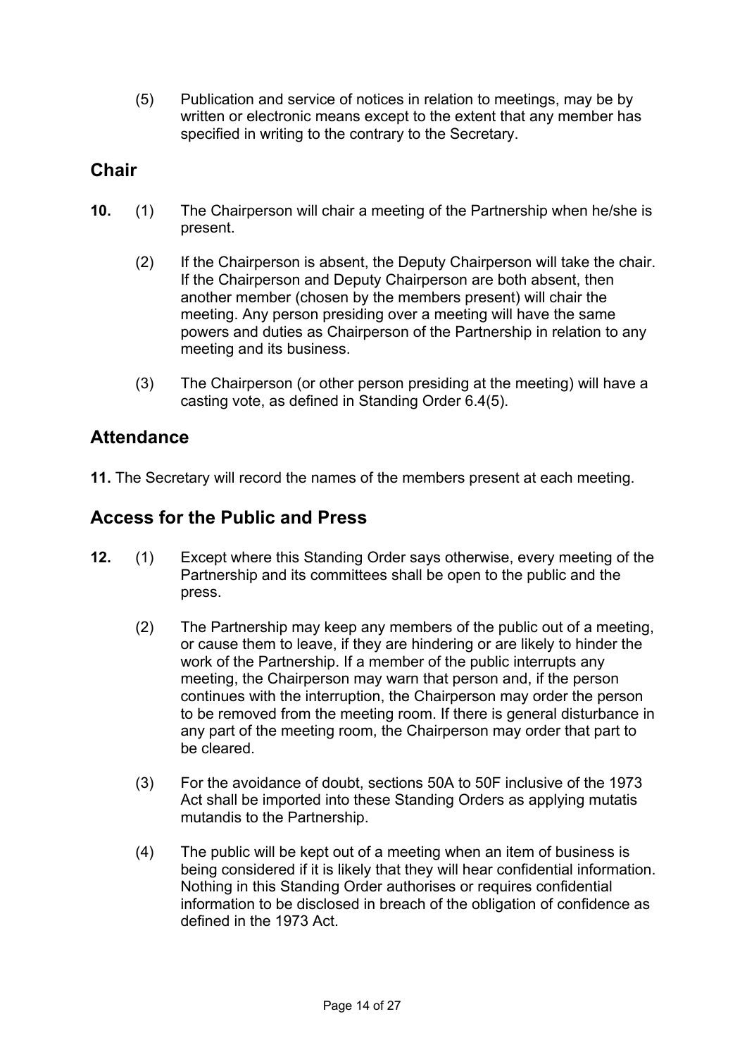(5) Publication and service of notices in relation to meetings, may be by written or electronic means except to the extent that any member has specified in writing to the contrary to the Secretary.

## Chair

**10.** (1) The Chairperson will chair a meeting of the Partnership when he/she is present.

(2) If the Chairperson is absent, the Deputy Chairperson will take the chair. If the Chairperson and Deputy Chairperson are both absent, then another member (chosen by the members present) will chair the meeting. Any person presiding over a meeting will have the same powers and duties as Chairperson of the Partnership in relation to any meeting and its business.

(3) The Chairperson (or other person presiding at the meeting) will have a casting vote, as defined in Standing Order 6.4(5).

## Attendance

**11.** The Secretary will record the names of the members present at each meeting.

## Access for the Public and Press

**12.** (1) Except where this Standing Order says otherwise, every meeting of the Partnership and its committees shall be open to the public and the press.

(2) The Partnership may keep any members of the public out of a meeting, or cause them to leave, if they are hindering or are likely to hinder the work of the Partnership. If a member of the public interrupts any meeting, the Chairperson may warn that person and, if the person continues with the interruption, the Chairperson may order the person to be removed from the meeting room. If there is general disturbance in any part of the meeting room, the Chairperson may order that part to be cleared.

(3) For the avoidance of doubt, sections 50A to 50F inclusive of the 1973 Act shall be imported into these Standing Orders as applying mutatis mutandis to the Partnership.

(4) The public will be kept out of a meeting when an item of business is being considered if it is likely that they will hear confidential information. Nothing in this Standing Order authorises or requires confidential information to be disclosed in breach of the obligation of confidence as defined in the 1973 Act.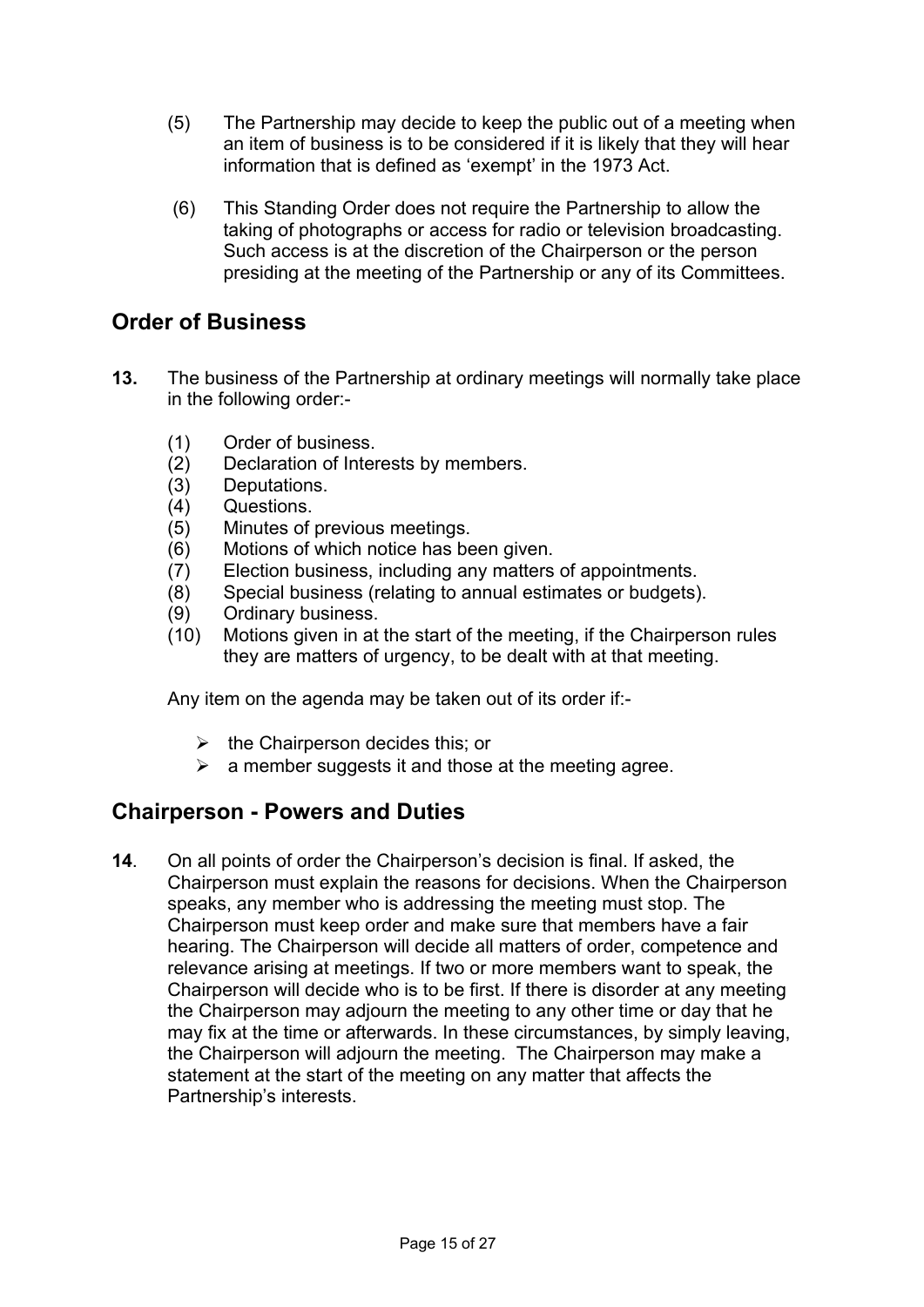(5) The Partnership may decide to keep the public out of a meeting when an item of business is to be considered if it is likely that they will hear information that is defined as 'exempt' in the 1973 Act.

(6) This Standing Order does not require the Partnership to allow the taking of photographs or access for radio or television broadcasting. Such access is at the discretion of the Chairperson or the person presiding at the meeting of the Partnership or any of its Committees.

## Order of Business

**13.** The business of the Partnership at ordinary meetings will normally take place in the following order:-

(1) Order of business.
(2) Declaration of Interests by members.
(3) Deputations.
(4) Questions.
(5) Minutes of previous meetings.
(6) Motions of which notice has been given.
(7) Election business, including any matters of appointments.
(8) Special business (relating to annual estimates or budgets).
(9) Ordinary business.
(10) Motions given in at the start of the meeting, if the Chairperson rules they are matters of urgency, to be dealt with at that meeting.

Any item on the agenda may be taken out of its order if:-

- the Chairperson decides this; or
- a member suggests it and those at the meeting agree.

## Chairperson - Powers and Duties

**14**. On all points of order the Chairperson's decision is final. If asked, the Chairperson must explain the reasons for decisions. When the Chairperson speaks, any member who is addressing the meeting must stop. The Chairperson must keep order and make sure that members have a fair hearing. The Chairperson will decide all matters of order, competence and relevance arising at meetings. If two or more members want to speak, the Chairperson will decide who is to be first. If there is disorder at any meeting the Chairperson may adjourn the meeting to any other time or day that he may fix at the time or afterwards. In these circumstances, by simply leaving, the Chairperson will adjourn the meeting. The Chairperson may make a statement at the start of the meeting on any matter that affects the Partnership's interests.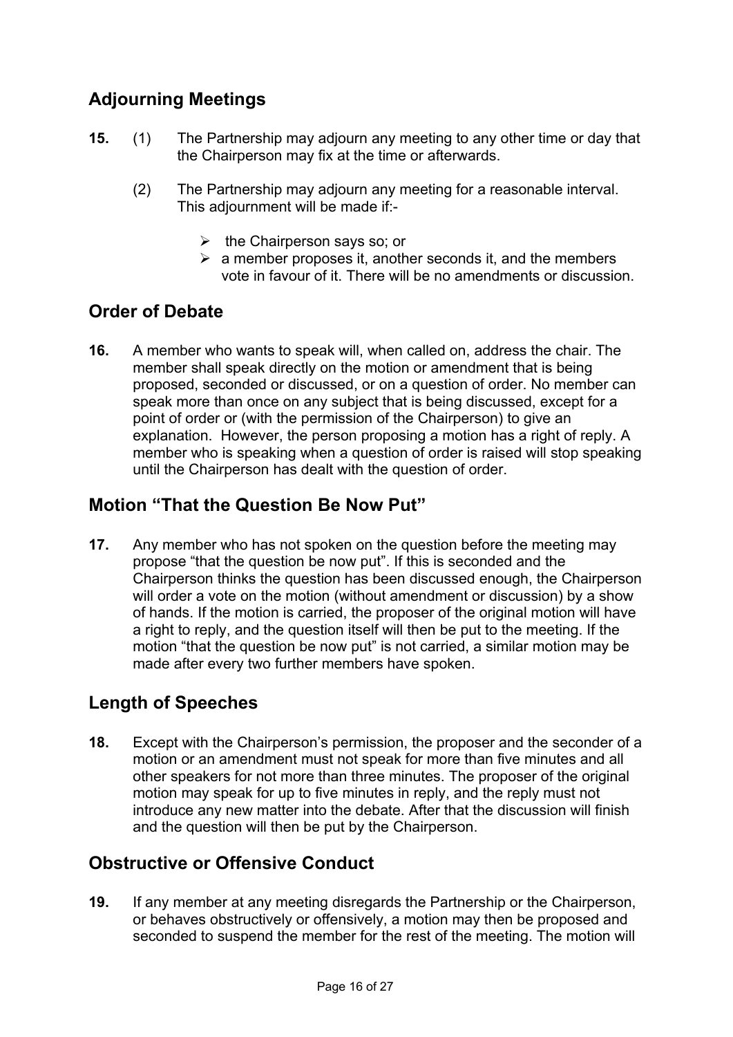## Adjourning Meetings

**15.** (1) The Partnership may adjourn any meeting to any other time or day that the Chairperson may fix at the time or afterwards.

(2) The Partnership may adjourn any meeting for a reasonable interval. This adjournment will be made if:-

- the Chairperson says so; or
- a member proposes it, another seconds it, and the members vote in favour of it. There will be no amendments or discussion.

## Order of Debate

**16.** A member who wants to speak will, when called on, address the chair. The member shall speak directly on the motion or amendment that is being proposed, seconded or discussed, or on a question of order. No member can speak more than once on any subject that is being discussed, except for a point of order or (with the permission of the Chairperson) to give an explanation. However, the person proposing a motion has a right of reply. A member who is speaking when a question of order is raised will stop speaking until the Chairperson has dealt with the question of order.

## Motion "That the Question Be Now Put"

**17.** Any member who has not spoken on the question before the meeting may propose "that the question be now put". If this is seconded and the Chairperson thinks the question has been discussed enough, the Chairperson will order a vote on the motion (without amendment or discussion) by a show of hands. If the motion is carried, the proposer of the original motion will have a right to reply, and the question itself will then be put to the meeting. If the motion "that the question be now put" is not carried, a similar motion may be made after every two further members have spoken.

## Length of Speeches

**18.** Except with the Chairperson's permission, the proposer and the seconder of a motion or an amendment must not speak for more than five minutes and all other speakers for not more than three minutes. The proposer of the original motion may speak for up to five minutes in reply, and the reply must not introduce any new matter into the debate. After that the discussion will finish and the question will then be put by the Chairperson.

## Obstructive or Offensive Conduct

**19.** If any member at any meeting disregards the Partnership or the Chairperson, or behaves obstructively or offensively, a motion may then be proposed and seconded to suspend the member for the rest of the meeting. The motion will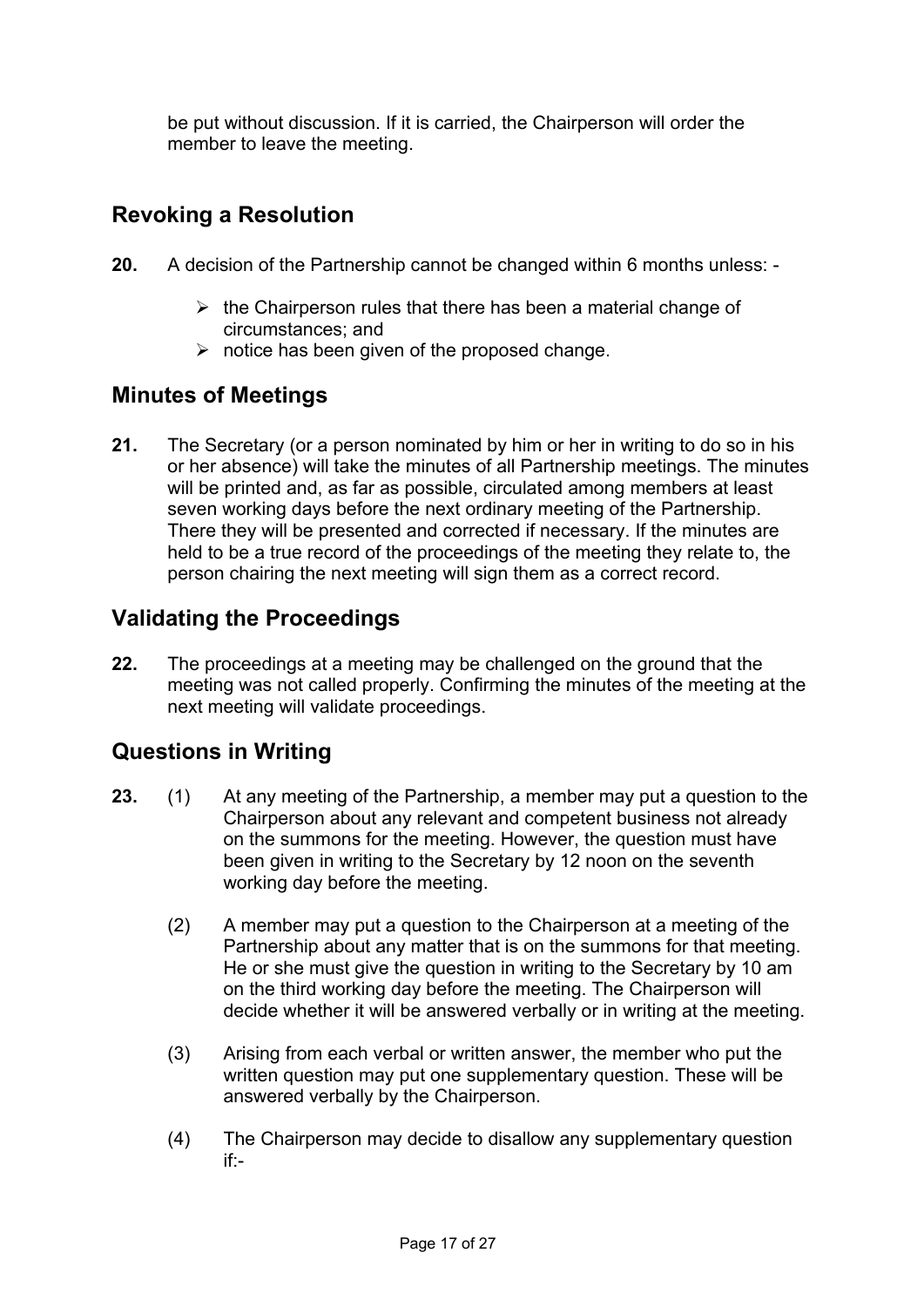be put without discussion. If it is carried, the Chairperson will order the member to leave the meeting.

## Revoking a Resolution

**20.** A decision of the Partnership cannot be changed within 6 months unless: -

- the Chairperson rules that there has been a material change of circumstances; and
- notice has been given of the proposed change.

## Minutes of Meetings

**21.** The Secretary (or a person nominated by him or her in writing to do so in his or her absence) will take the minutes of all Partnership meetings. The minutes will be printed and, as far as possible, circulated among members at least seven working days before the next ordinary meeting of the Partnership. There they will be presented and corrected if necessary. If the minutes are held to be a true record of the proceedings of the meeting they relate to, the person chairing the next meeting will sign them as a correct record.

## Validating the Proceedings

**22.** The proceedings at a meeting may be challenged on the ground that the meeting was not called properly. Confirming the minutes of the meeting at the next meeting will validate proceedings.

## Questions in Writing

**23.** (1) At any meeting of the Partnership, a member may put a question to the Chairperson about any relevant and competent business not already on the summons for the meeting. However, the question must have been given in writing to the Secretary by 12 noon on the seventh working day before the meeting.

(2) A member may put a question to the Chairperson at a meeting of the Partnership about any matter that is on the summons for that meeting. He or she must give the question in writing to the Secretary by 10 am on the third working day before the meeting. The Chairperson will decide whether it will be answered verbally or in writing at the meeting.

(3) Arising from each verbal or written answer, the member who put the written question may put one supplementary question. These will be answered verbally by the Chairperson.

(4) The Chairperson may decide to disallow any supplementary question if:-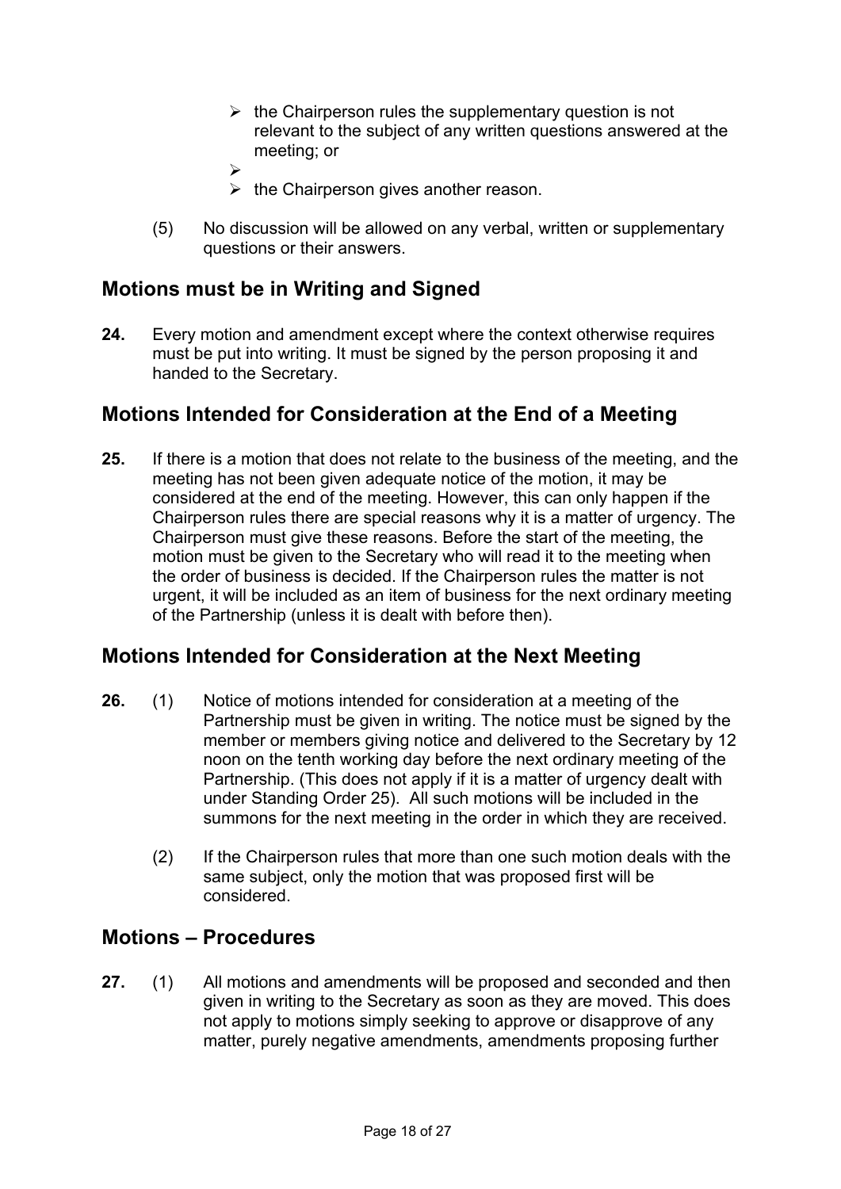- the Chairperson rules the supplementary question is not relevant to the subject of any written questions answered at the meeting; or
- 
- the Chairperson gives another reason.

(5) No discussion will be allowed on any verbal, written or supplementary questions or their answers.

## Motions must be in Writing and Signed

**24.** Every motion and amendment except where the context otherwise requires must be put into writing. It must be signed by the person proposing it and handed to the Secretary.

## Motions Intended for Consideration at the End of a Meeting

**25.** If there is a motion that does not relate to the business of the meeting, and the meeting has not been given adequate notice of the motion, it may be considered at the end of the meeting. However, this can only happen if the Chairperson rules there are special reasons why it is a matter of urgency. The Chairperson must give these reasons. Before the start of the meeting, the motion must be given to the Secretary who will read it to the meeting when the order of business is decided. If the Chairperson rules the matter is not urgent, it will be included as an item of business for the next ordinary meeting of the Partnership (unless it is dealt with before then).

## Motions Intended for Consideration at the Next Meeting

**26.** (1) Notice of motions intended for consideration at a meeting of the Partnership must be given in writing. The notice must be signed by the member or members giving notice and delivered to the Secretary by 12 noon on the tenth working day before the next ordinary meeting of the Partnership. (This does not apply if it is a matter of urgency dealt with under Standing Order 25). All such motions will be included in the summons for the next meeting in the order in which they are received.

(2) If the Chairperson rules that more than one such motion deals with the same subject, only the motion that was proposed first will be considered.

## Motions – Procedures

**27.** (1) All motions and amendments will be proposed and seconded and then given in writing to the Secretary as soon as they are moved. This does not apply to motions simply seeking to approve or disapprove of any matter, purely negative amendments, amendments proposing further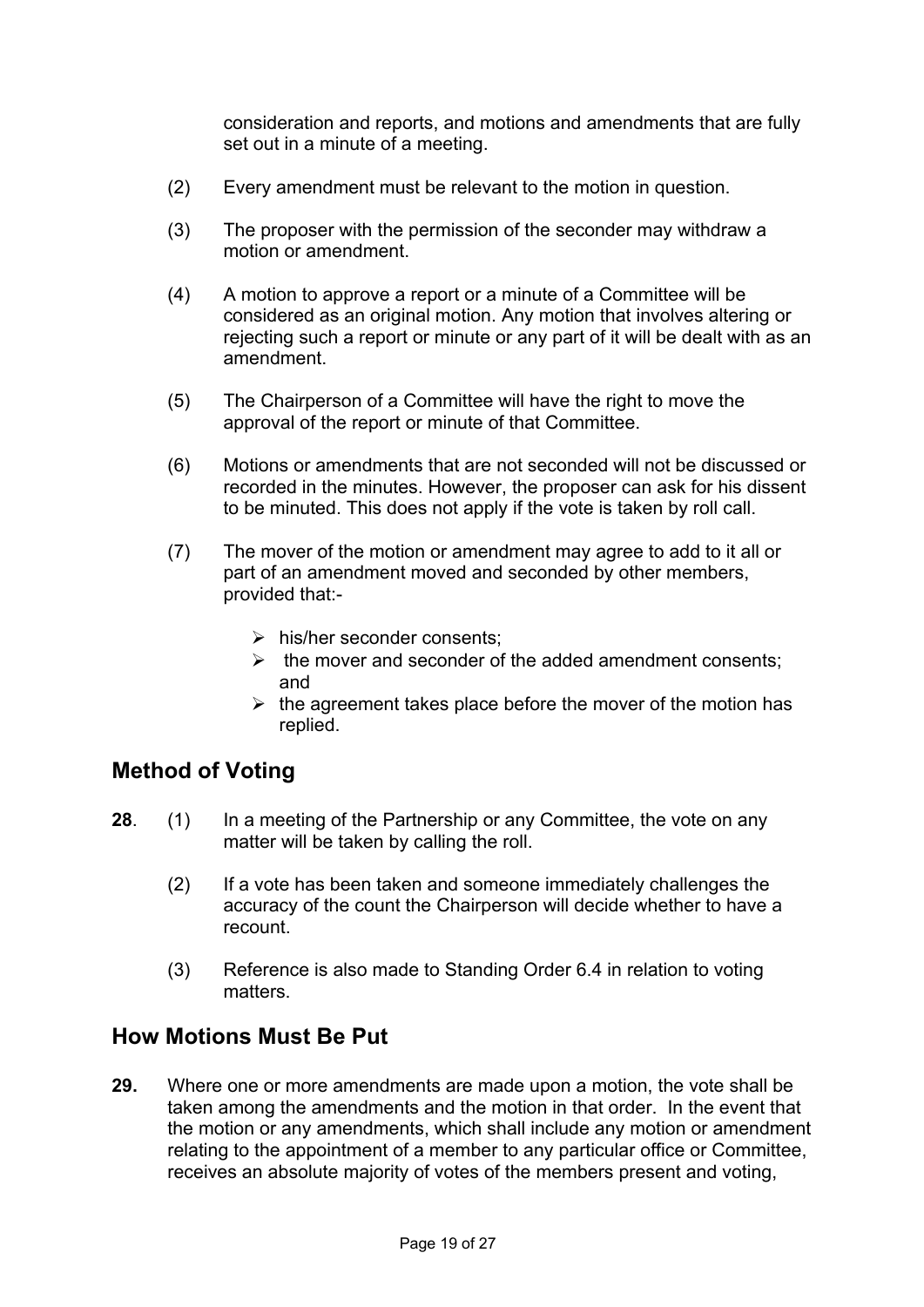consideration and reports, and motions and amendments that are fully set out in a minute of a meeting.

(2) Every amendment must be relevant to the motion in question.

(3) The proposer with the permission of the seconder may withdraw a motion or amendment.

(4) A motion to approve a report or a minute of a Committee will be considered as an original motion. Any motion that involves altering or rejecting such a report or minute or any part of it will be dealt with as an amendment.

(5) The Chairperson of a Committee will have the right to move the approval of the report or minute of that Committee.

(6) Motions or amendments that are not seconded will not be discussed or recorded in the minutes. However, the proposer can ask for his dissent to be minuted. This does not apply if the vote is taken by roll call.

(7) The mover of the motion or amendment may agree to add to it all or part of an amendment moved and seconded by other members, provided that:-

- his/her seconder consents;
- the mover and seconder of the added amendment consents; and
- the agreement takes place before the mover of the motion has replied.

## Method of Voting

**28**. (1) In a meeting of the Partnership or any Committee, the vote on any matter will be taken by calling the roll.

(2) If a vote has been taken and someone immediately challenges the accuracy of the count the Chairperson will decide whether to have a recount.

(3) Reference is also made to Standing Order 6.4 in relation to voting matters.

## How Motions Must Be Put

**29.** Where one or more amendments are made upon a motion, the vote shall be taken among the amendments and the motion in that order. In the event that the motion or any amendments, which shall include any motion or amendment relating to the appointment of a member to any particular office or Committee, receives an absolute majority of votes of the members present and voting,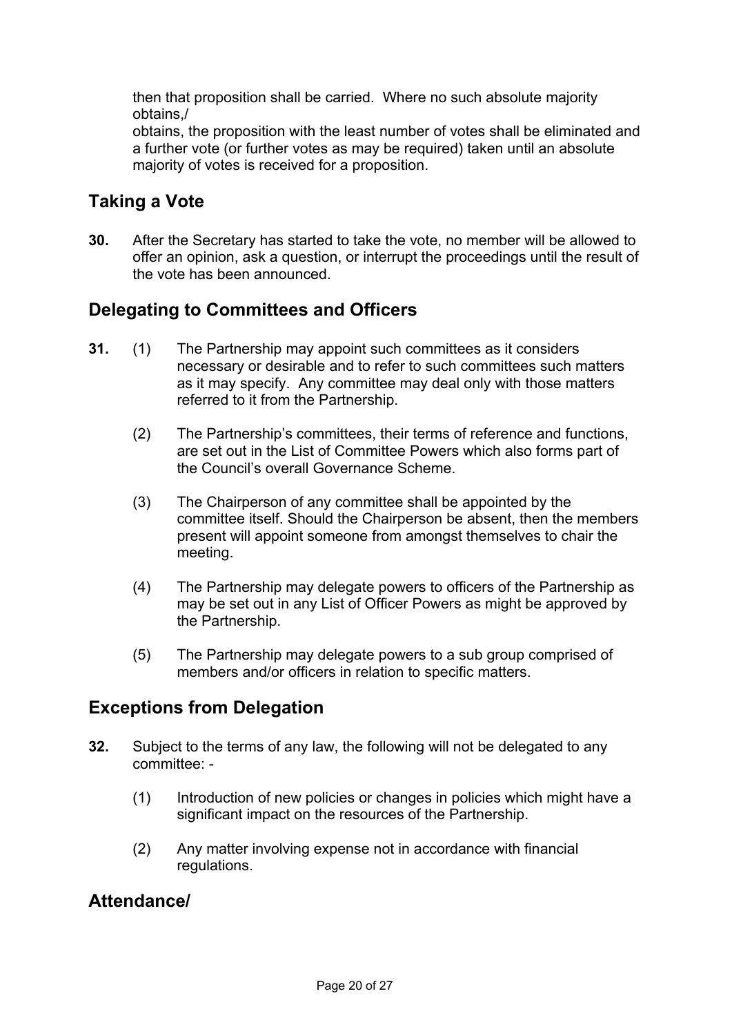then that proposition shall be carried. Where no such absolute majority obtains,/

obtains, the proposition with the least number of votes shall be eliminated and a further vote (or further votes as may be required) taken until an absolute majority of votes is received for a proposition.

## Taking a Vote

**30.** After the Secretary has started to take the vote, no member will be allowed to offer an opinion, ask a question, or interrupt the proceedings until the result of the vote has been announced.

## Delegating to Committees and Officers

**31.** (1) The Partnership may appoint such committees as it considers necessary or desirable and to refer to such committees such matters as it may specify. Any committee may deal only with those matters referred to it from the Partnership.

(2) The Partnership's committees, their terms of reference and functions, are set out in the List of Committee Powers which also forms part of the Council's overall Governance Scheme.

(3) The Chairperson of any committee shall be appointed by the committee itself. Should the Chairperson be absent, then the members present will appoint someone from amongst themselves to chair the meeting.

(4) The Partnership may delegate powers to officers of the Partnership as may be set out in any List of Officer Powers as might be approved by the Partnership.

(5) The Partnership may delegate powers to a sub group comprised of members and/or officers in relation to specific matters.

## Exceptions from Delegation

**32.** Subject to the terms of any law, the following will not be delegated to any committee: -

(1) Introduction of new policies or changes in policies which might have a significant impact on the resources of the Partnership.

(2) Any matter involving expense not in accordance with financial regulations.

## Attendance/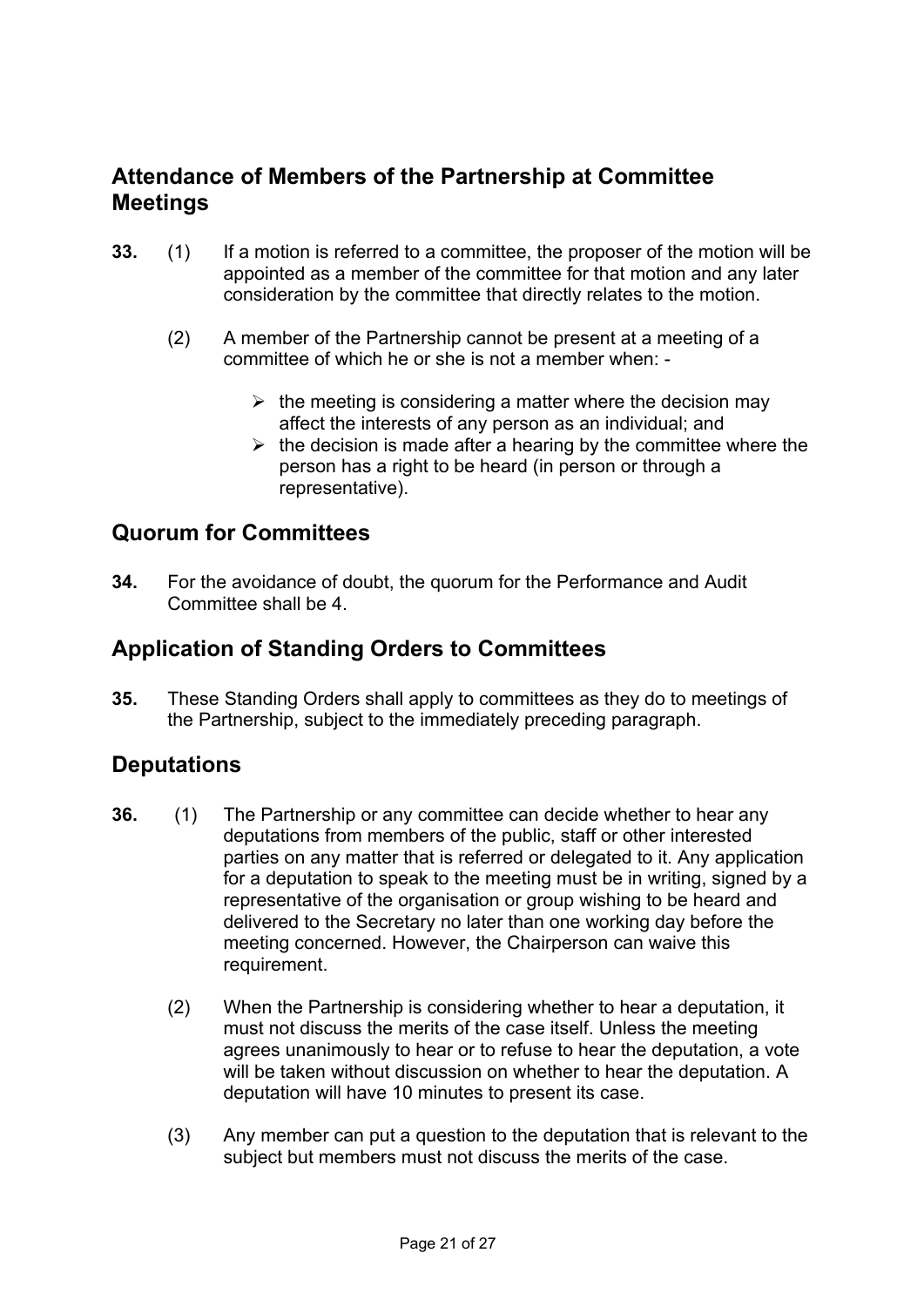## Attendance of Members of the Partnership at Committee Meetings

**33.** (1) If a motion is referred to a committee, the proposer of the motion will be appointed as a member of the committee for that motion and any later consideration by the committee that directly relates to the motion.

(2) A member of the Partnership cannot be present at a meeting of a committee of which he or she is not a member when: -

- the meeting is considering a matter where the decision may affect the interests of any person as an individual; and
- the decision is made after a hearing by the committee where the person has a right to be heard (in person or through a representative).

## Quorum for Committees

**34.** For the avoidance of doubt, the quorum for the Performance and Audit Committee shall be 4.

## Application of Standing Orders to Committees

**35.** These Standing Orders shall apply to committees as they do to meetings of the Partnership, subject to the immediately preceding paragraph.

## Deputations

**36.** (1) The Partnership or any committee can decide whether to hear any deputations from members of the public, staff or other interested parties on any matter that is referred or delegated to it. Any application for a deputation to speak to the meeting must be in writing, signed by a representative of the organisation or group wishing to be heard and delivered to the Secretary no later than one working day before the meeting concerned. However, the Chairperson can waive this requirement.

(2) When the Partnership is considering whether to hear a deputation, it must not discuss the merits of the case itself. Unless the meeting agrees unanimously to hear or to refuse to hear the deputation, a vote will be taken without discussion on whether to hear the deputation. A deputation will have 10 minutes to present its case.

(3) Any member can put a question to the deputation that is relevant to the subject but members must not discuss the merits of the case.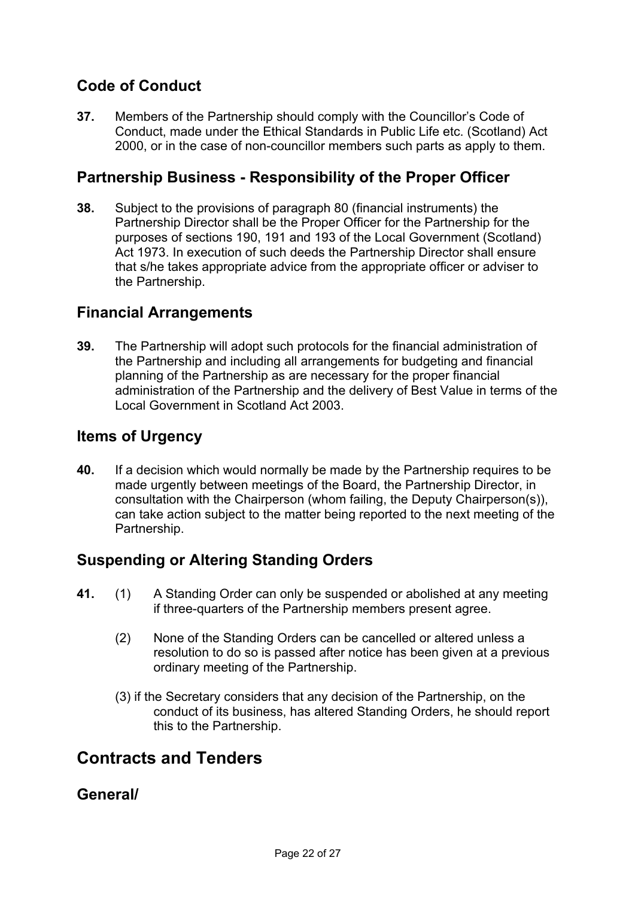## Code of Conduct

**37.** Members of the Partnership should comply with the Councillor's Code of Conduct, made under the Ethical Standards in Public Life etc. (Scotland) Act 2000, or in the case of non-councillor members such parts as apply to them.

## Partnership Business - Responsibility of the Proper Officer

**38.** Subject to the provisions of paragraph 80 (financial instruments) the Partnership Director shall be the Proper Officer for the Partnership for the purposes of sections 190, 191 and 193 of the Local Government (Scotland) Act 1973. In execution of such deeds the Partnership Director shall ensure that s/he takes appropriate advice from the appropriate officer or adviser to the Partnership.

## Financial Arrangements

**39.** The Partnership will adopt such protocols for the financial administration of the Partnership and including all arrangements for budgeting and financial planning of the Partnership as are necessary for the proper financial administration of the Partnership and the delivery of Best Value in terms of the Local Government in Scotland Act 2003.

## Items of Urgency

**40.** If a decision which would normally be made by the Partnership requires to be made urgently between meetings of the Board, the Partnership Director, in consultation with the Chairperson (whom failing, the Deputy Chairperson(s)), can take action subject to the matter being reported to the next meeting of the Partnership.

## Suspending or Altering Standing Orders

**41.** (1) A Standing Order can only be suspended or abolished at any meeting if three-quarters of the Partnership members present agree.

(2) None of the Standing Orders can be cancelled or altered unless a resolution to do so is passed after notice has been given at a previous ordinary meeting of the Partnership.

(3) if the Secretary considers that any decision of the Partnership, on the conduct of its business, has altered Standing Orders, he should report this to the Partnership.

# Contracts and Tenders

## General/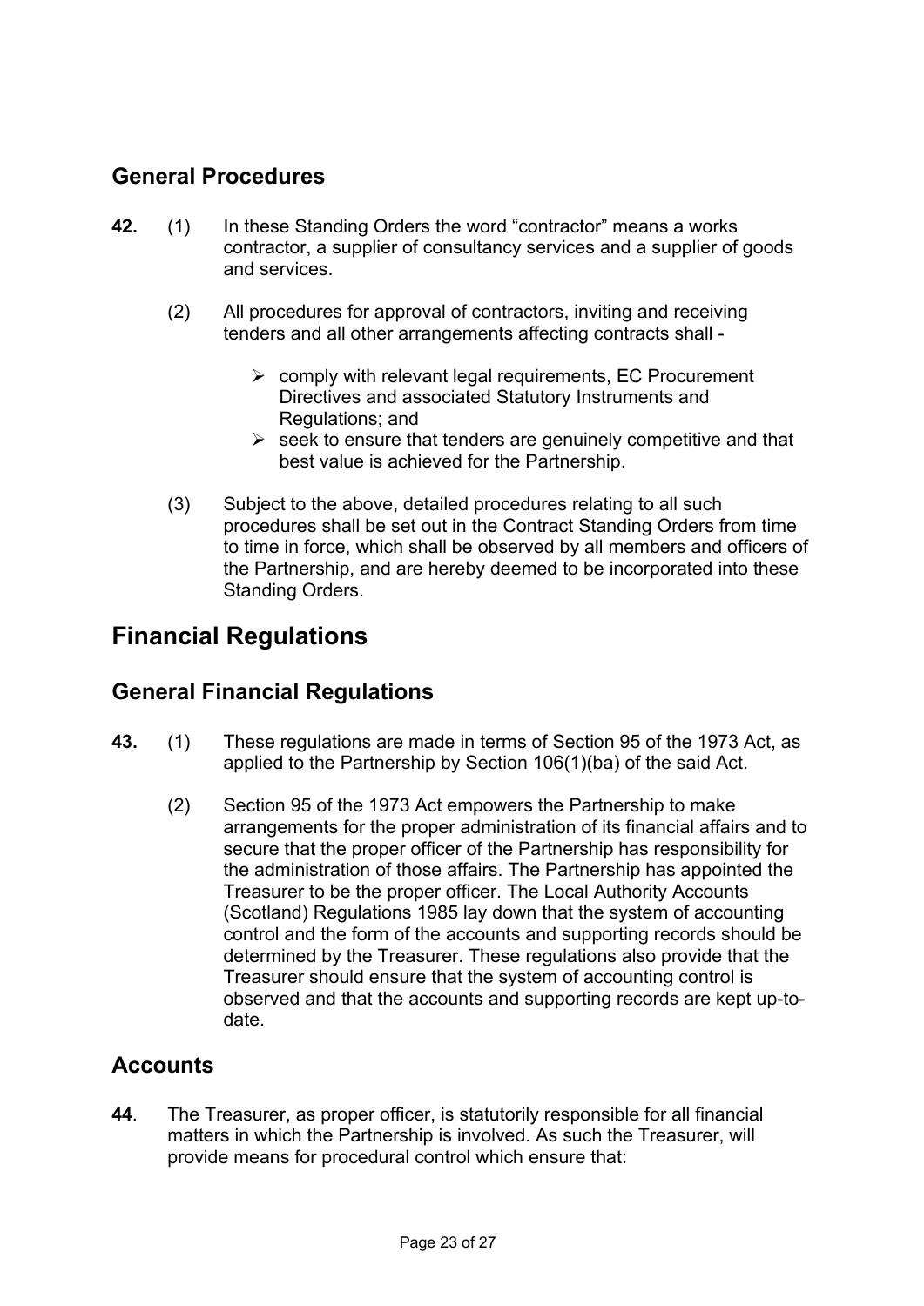## General Procedures

**42.** (1) In these Standing Orders the word "contractor" means a works contractor, a supplier of consultancy services and a supplier of goods and services.

(2) All procedures for approval of contractors, inviting and receiving tenders and all other arrangements affecting contracts shall -

- comply with relevant legal requirements, EC Procurement Directives and associated Statutory Instruments and Regulations; and
- seek to ensure that tenders are genuinely competitive and that best value is achieved for the Partnership.

(3) Subject to the above, detailed procedures relating to all such procedures shall be set out in the Contract Standing Orders from time to time in force, which shall be observed by all members and officers of the Partnership, and are hereby deemed to be incorporated into these Standing Orders.

# Financial Regulations

## General Financial Regulations

**43.** (1) These regulations are made in terms of Section 95 of the 1973 Act, as applied to the Partnership by Section 106(1)(ba) of the said Act.

(2) Section 95 of the 1973 Act empowers the Partnership to make arrangements for the proper administration of its financial affairs and to secure that the proper officer of the Partnership has responsibility for the administration of those affairs. The Partnership has appointed the Treasurer to be the proper officer. The Local Authority Accounts (Scotland) Regulations 1985 lay down that the system of accounting control and the form of the accounts and supporting records should be determined by the Treasurer. These regulations also provide that the Treasurer should ensure that the system of accounting control is observed and that the accounts and supporting records are kept up-to-date.

## Accounts

**44**. The Treasurer, as proper officer, is statutorily responsible for all financial matters in which the Partnership is involved. As such the Treasurer, will provide means for procedural control which ensure that: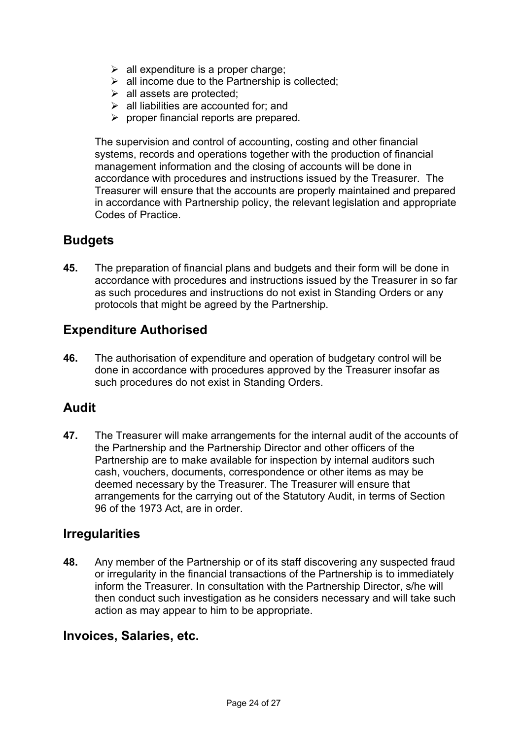- all expenditure is a proper charge;
- all income due to the Partnership is collected;
- all assets are protected;
- all liabilities are accounted for; and
- proper financial reports are prepared.

The supervision and control of accounting, costing and other financial systems, records and operations together with the production of financial management information and the closing of accounts will be done in accordance with procedures and instructions issued by the Treasurer. The Treasurer will ensure that the accounts are properly maintained and prepared in accordance with Partnership policy, the relevant legislation and appropriate Codes of Practice.

## Budgets

**45.** The preparation of financial plans and budgets and their form will be done in accordance with procedures and instructions issued by the Treasurer in so far as such procedures and instructions do not exist in Standing Orders or any protocols that might be agreed by the Partnership.

## Expenditure Authorised

**46.** The authorisation of expenditure and operation of budgetary control will be done in accordance with procedures approved by the Treasurer insofar as such procedures do not exist in Standing Orders.

## Audit

**47.** The Treasurer will make arrangements for the internal audit of the accounts of the Partnership and the Partnership Director and other officers of the Partnership are to make available for inspection by internal auditors such cash, vouchers, documents, correspondence or other items as may be deemed necessary by the Treasurer. The Treasurer will ensure that arrangements for the carrying out of the Statutory Audit, in terms of Section 96 of the 1973 Act, are in order.

## Irregularities

**48.** Any member of the Partnership or of its staff discovering any suspected fraud or irregularity in the financial transactions of the Partnership is to immediately inform the Treasurer. In consultation with the Partnership Director, s/he will then conduct such investigation as he considers necessary and will take such action as may appear to him to be appropriate.

## Invoices, Salaries, etc.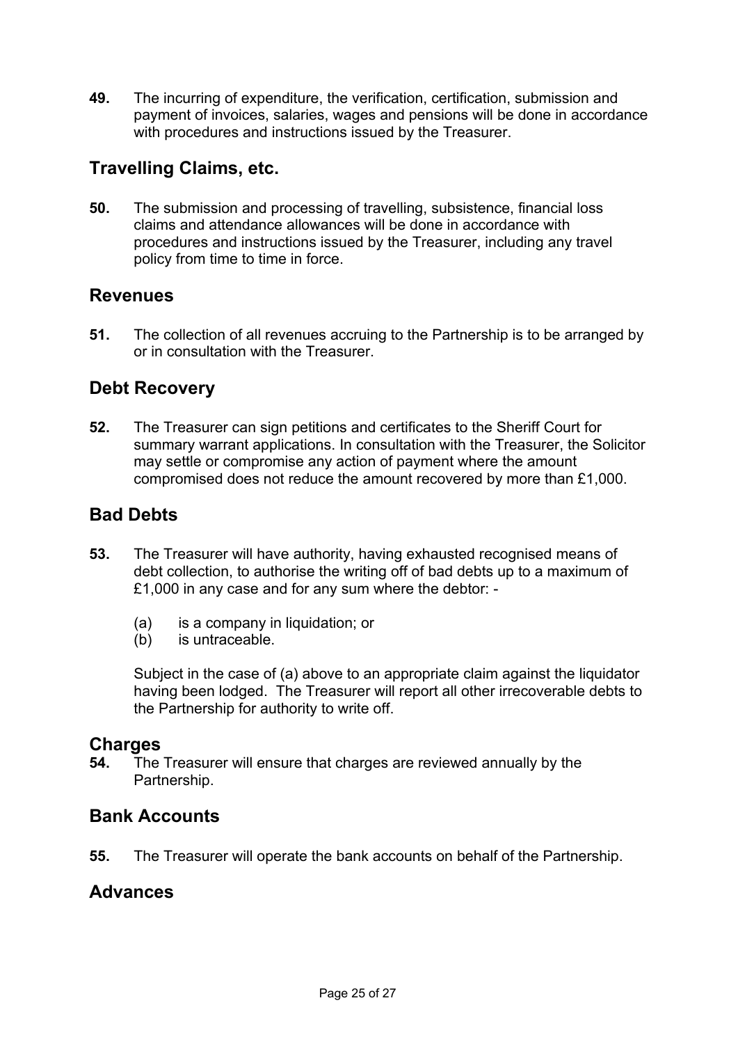**49.** The incurring of expenditure, the verification, certification, submission and payment of invoices, salaries, wages and pensions will be done in accordance with procedures and instructions issued by the Treasurer.

## Travelling Claims, etc.

**50.** The submission and processing of travelling, subsistence, financial loss claims and attendance allowances will be done in accordance with procedures and instructions issued by the Treasurer, including any travel policy from time to time in force.

## Revenues

**51.** The collection of all revenues accruing to the Partnership is to be arranged by or in consultation with the Treasurer.

## Debt Recovery

**52.** The Treasurer can sign petitions and certificates to the Sheriff Court for summary warrant applications. In consultation with the Treasurer, the Solicitor may settle or compromise any action of payment where the amount compromised does not reduce the amount recovered by more than £1,000.

## Bad Debts

**53.** The Treasurer will have authority, having exhausted recognised means of debt collection, to authorise the writing off of bad debts up to a maximum of £1,000 in any case and for any sum where the debtor: -

(a) is a company in liquidation; or
(b) is untraceable.

Subject in the case of (a) above to an appropriate claim against the liquidator having been lodged. The Treasurer will report all other irrecoverable debts to the Partnership for authority to write off.

## Charges

**54.** The Treasurer will ensure that charges are reviewed annually by the Partnership.

## Bank Accounts

**55.** The Treasurer will operate the bank accounts on behalf of the Partnership.

## Advances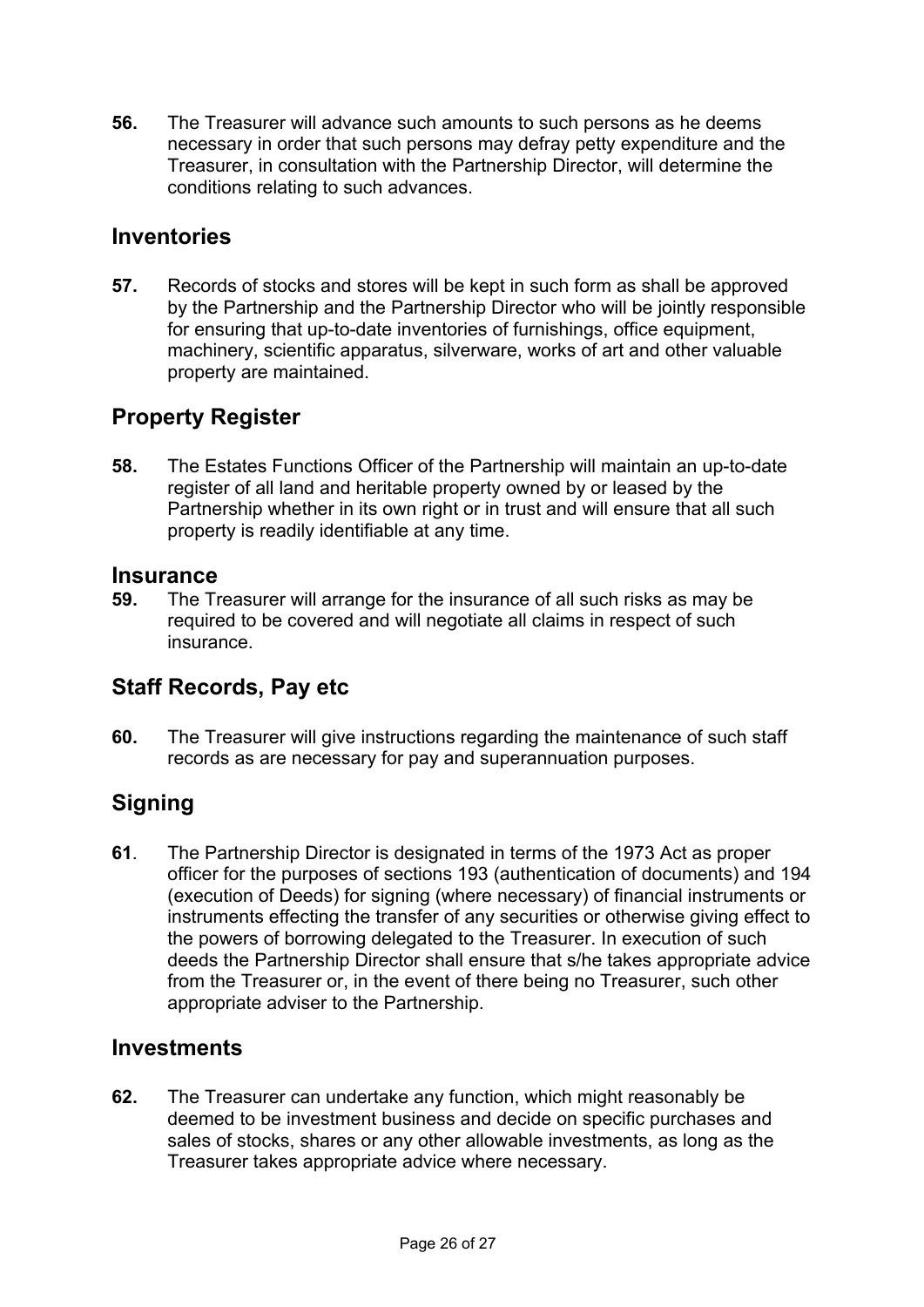**56.** The Treasurer will advance such amounts to such persons as he deems necessary in order that such persons may defray petty expenditure and the Treasurer, in consultation with the Partnership Director, will determine the conditions relating to such advances.

## Inventories

**57.** Records of stocks and stores will be kept in such form as shall be approved by the Partnership and the Partnership Director who will be jointly responsible for ensuring that up-to-date inventories of furnishings, office equipment, machinery, scientific apparatus, silverware, works of art and other valuable property are maintained.

## Property Register

**58.** The Estates Functions Officer of the Partnership will maintain an up-to-date register of all land and heritable property owned by or leased by the Partnership whether in its own right or in trust and will ensure that all such property is readily identifiable at any time.

## Insurance

**59.** The Treasurer will arrange for the insurance of all such risks as may be required to be covered and will negotiate all claims in respect of such insurance.

## Staff Records, Pay etc

**60.** The Treasurer will give instructions regarding the maintenance of such staff records as are necessary for pay and superannuation purposes.

## Signing

**61**. The Partnership Director is designated in terms of the 1973 Act as proper officer for the purposes of sections 193 (authentication of documents) and 194 (execution of Deeds) for signing (where necessary) of financial instruments or instruments effecting the transfer of any securities or otherwise giving effect to the powers of borrowing delegated to the Treasurer. In execution of such deeds the Partnership Director shall ensure that s/he takes appropriate advice from the Treasurer or, in the event of there being no Treasurer, such other appropriate adviser to the Partnership.

## Investments

**62.** The Treasurer can undertake any function, which might reasonably be deemed to be investment business and decide on specific purchases and sales of stocks, shares or any other allowable investments, as long as the Treasurer takes appropriate advice where necessary.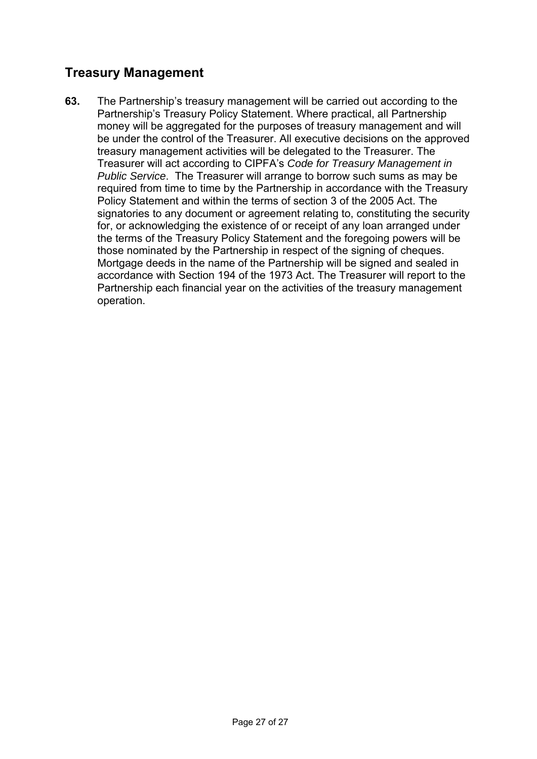## Treasury Management

**63.** The Partnership's treasury management will be carried out according to the Partnership's Treasury Policy Statement. Where practical, all Partnership money will be aggregated for the purposes of treasury management and will be under the control of the Treasurer. All executive decisions on the approved treasury management activities will be delegated to the Treasurer. The Treasurer will act according to CIPFA's *Code for Treasury Management in Public Service*. The Treasurer will arrange to borrow such sums as may be required from time to time by the Partnership in accordance with the Treasury Policy Statement and within the terms of section 3 of the 2005 Act. The signatories to any document or agreement relating to, constituting the security for, or acknowledging the existence of or receipt of any loan arranged under the terms of the Treasury Policy Statement and the foregoing powers will be those nominated by the Partnership in respect of the signing of cheques. Mortgage deeds in the name of the Partnership will be signed and sealed in accordance with Section 194 of the 1973 Act. The Treasurer will report to the Partnership each financial year on the activities of the treasury management operation.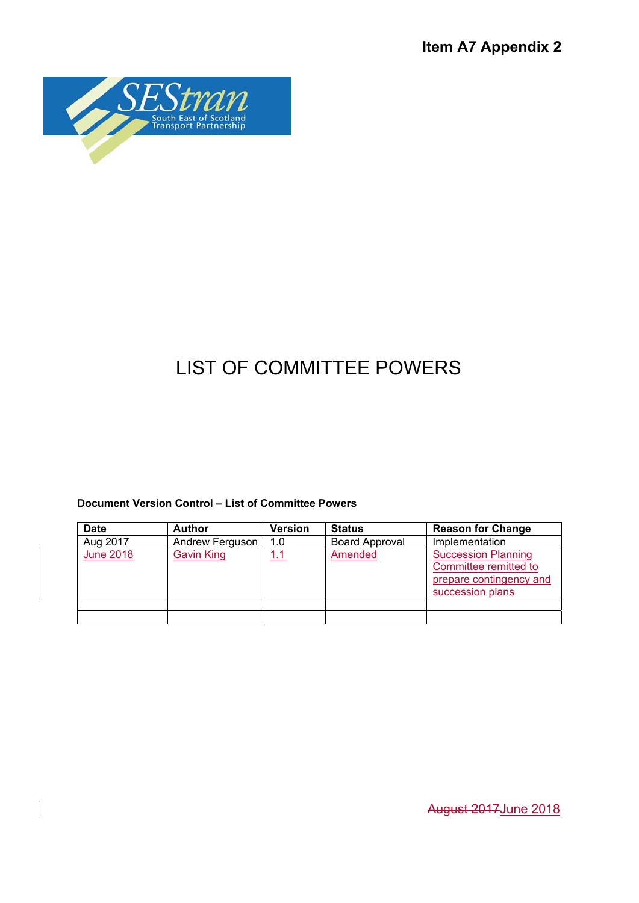**Item A7 Appendix 2**

# LIST OF COMMITTEE POWERS

**Document Version Control – List of Committee Powers**

| Date | Author | Version | Status | Reason for Change |
|---|---|---|---|---|
| Aug 2017 | Andrew Ferguson | 1.0 | Board Approval | Implementation |
| June 2018 | Gavin King | 1.1 | Amended | Succession Planning Committee remitted to prepare contingency and succession plans |
| | | | | |
| | | | | |

~~August 2017~~June 2018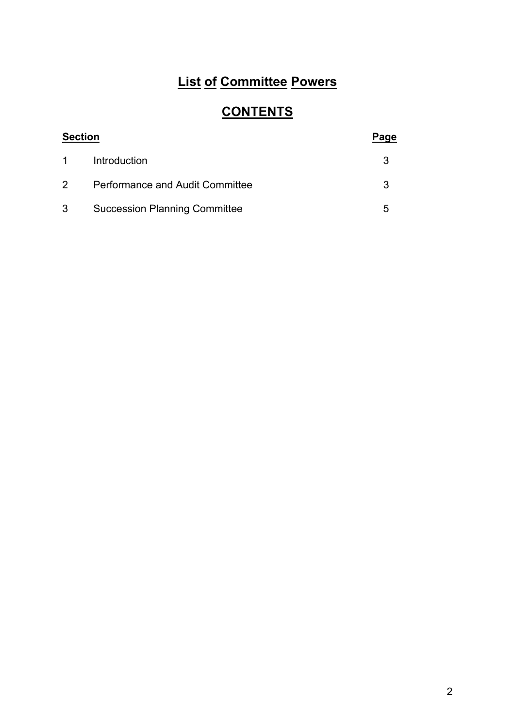# List of Committee Powers

## CONTENTS

| Section | | Page |
| --- | --- | --- |
| 1 | Introduction | 3 |
| 2 | Performance and Audit Committee | 3 |
| 3 | Succession Planning Committee | 5 |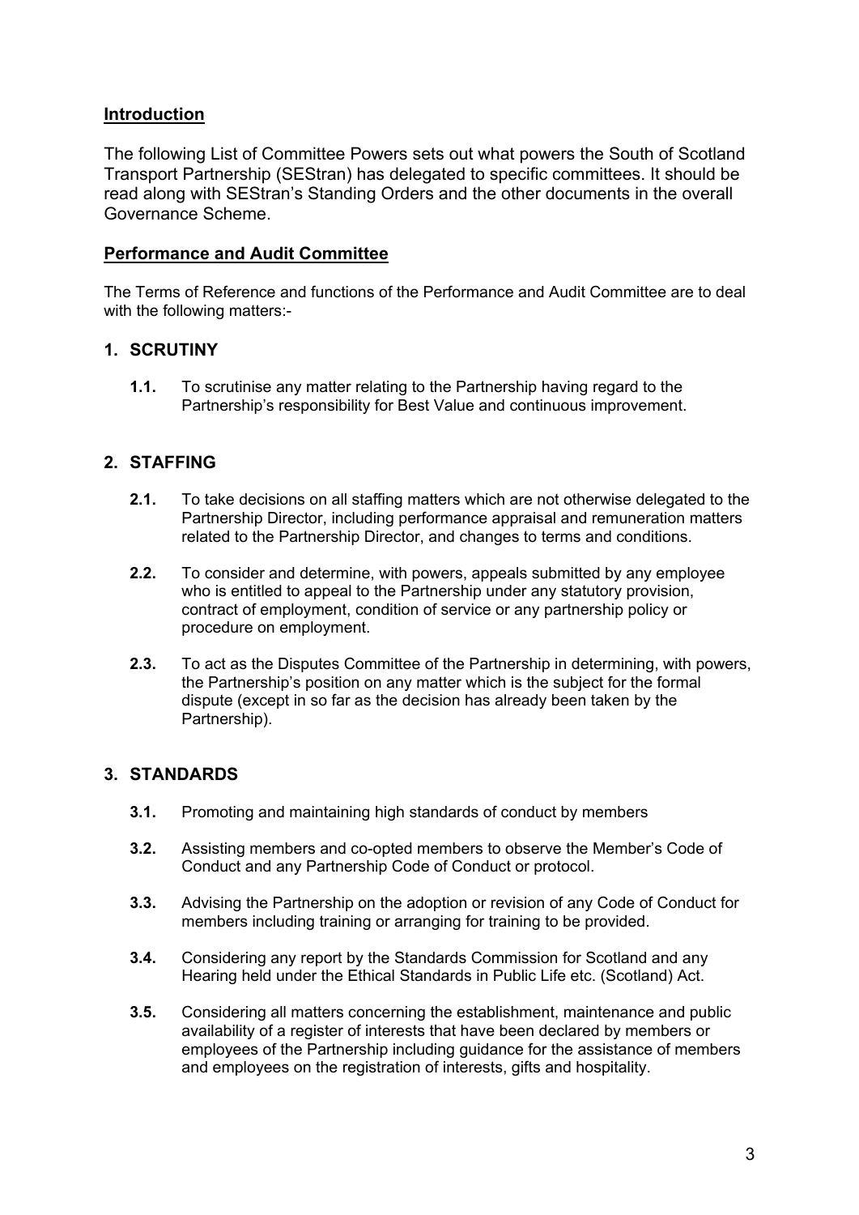## Introduction

The following List of Committee Powers sets out what powers the South of Scotland Transport Partnership (SEStran) has delegated to specific committees. It should be read along with SEStran's Standing Orders and the other documents in the overall Governance Scheme.

## Performance and Audit Committee

The Terms of Reference and functions of the Performance and Audit Committee are to deal with the following matters:-

### 1. SCRUTINY

**1.1.** To scrutinise any matter relating to the Partnership having regard to the Partnership's responsibility for Best Value and continuous improvement.

### 2. STAFFING

**2.1.** To take decisions on all staffing matters which are not otherwise delegated to the Partnership Director, including performance appraisal and remuneration matters related to the Partnership Director, and changes to terms and conditions.

**2.2.** To consider and determine, with powers, appeals submitted by any employee who is entitled to appeal to the Partnership under any statutory provision, contract of employment, condition of service or any partnership policy or procedure on employment.

**2.3.** To act as the Disputes Committee of the Partnership in determining, with powers, the Partnership's position on any matter which is the subject for the formal dispute (except in so far as the decision has already been taken by the Partnership).

### 3. STANDARDS

**3.1.** Promoting and maintaining high standards of conduct by members

**3.2.** Assisting members and co-opted members to observe the Member's Code of Conduct and any Partnership Code of Conduct or protocol.

**3.3.** Advising the Partnership on the adoption or revision of any Code of Conduct for members including training or arranging for training to be provided.

**3.4.** Considering any report by the Standards Commission for Scotland and any Hearing held under the Ethical Standards in Public Life etc. (Scotland) Act.

**3.5.** Considering all matters concerning the establishment, maintenance and public availability of a register of interests that have been declared by members or employees of the Partnership including guidance for the assistance of members and employees on the registration of interests, gifts and hospitality.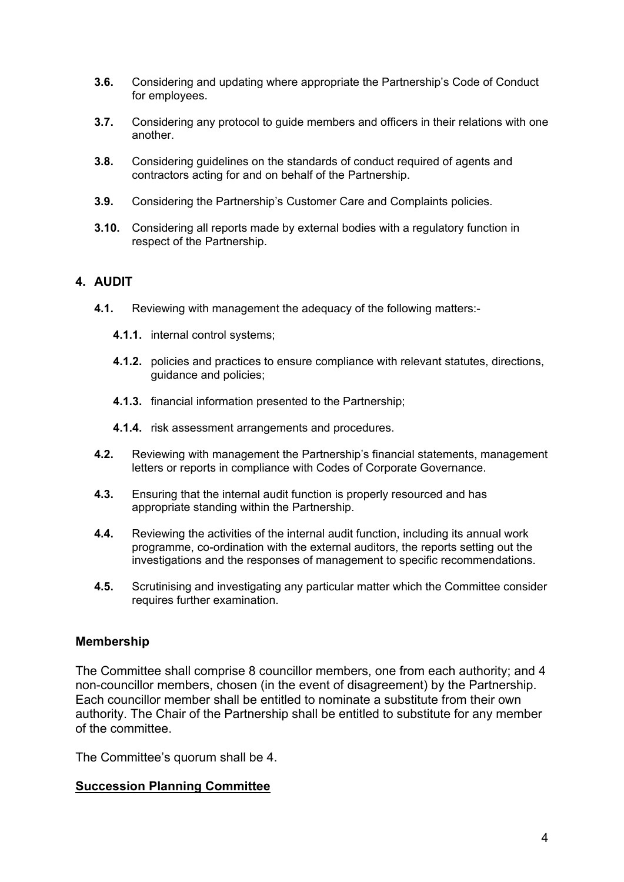**3.6.** Considering and updating where appropriate the Partnership's Code of Conduct for employees.

**3.7.** Considering any protocol to guide members and officers in their relations with one another.

**3.8.** Considering guidelines on the standards of conduct required of agents and contractors acting for and on behalf of the Partnership.

**3.9.** Considering the Partnership's Customer Care and Complaints policies.

**3.10.** Considering all reports made by external bodies with a regulatory function in respect of the Partnership.

## 4. AUDIT

**4.1.** Reviewing with management the adequacy of the following matters:-

**4.1.1.** internal control systems;

**4.1.2.** policies and practices to ensure compliance with relevant statutes, directions, guidance and policies;

**4.1.3.** financial information presented to the Partnership;

**4.1.4.** risk assessment arrangements and procedures.

**4.2.** Reviewing with management the Partnership's financial statements, management letters or reports in compliance with Codes of Corporate Governance.

**4.3.** Ensuring that the internal audit function is properly resourced and has appropriate standing within the Partnership.

**4.4.** Reviewing the activities of the internal audit function, including its annual work programme, co-ordination with the external auditors, the reports setting out the investigations and the responses of management to specific recommendations.

**4.5.** Scrutinising and investigating any particular matter which the Committee consider requires further examination.

### Membership

The Committee shall comprise 8 councillor members, one from each authority; and 4 non-councillor members, chosen (in the event of disagreement) by the Partnership. Each councillor member shall be entitled to nominate a substitute from their own authority. The Chair of the Partnership shall be entitled to substitute for any member of the committee.

The Committee's quorum shall be 4.

### Succession Planning Committee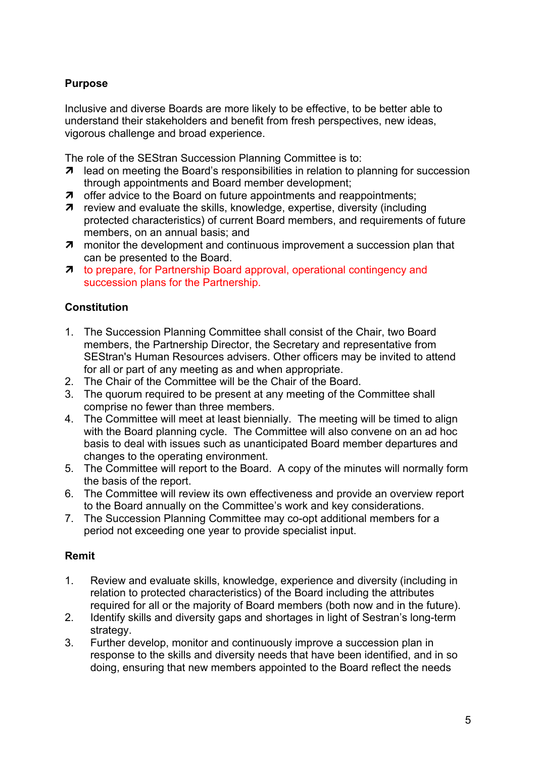**Purpose**

Inclusive and diverse Boards are more likely to be effective, to be better able to understand their stakeholders and benefit from fresh perspectives, new ideas, vigorous challenge and broad experience.

The role of the SEStran Succession Planning Committee is to:

- lead on meeting the Board's responsibilities in relation to planning for succession through appointments and Board member development;
- offer advice to the Board on future appointments and reappointments;
- review and evaluate the skills, knowledge, expertise, diversity (including protected characteristics) of current Board members, and requirements of future members, on an annual basis; and
- monitor the development and continuous improvement a succession plan that can be presented to the Board.
- to prepare, for Partnership Board approval, operational contingency and succession plans for the Partnership.

**Constitution**

1. The Succession Planning Committee shall consist of the Chair, two Board members, the Partnership Director, the Secretary and representative from SEStran's Human Resources advisers. Other officers may be invited to attend for all or part of any meeting as and when appropriate.
2. The Chair of the Committee will be the Chair of the Board.
3. The quorum required to be present at any meeting of the Committee shall comprise no fewer than three members.
4. The Committee will meet at least biennially. The meeting will be timed to align with the Board planning cycle. The Committee will also convene on an ad hoc basis to deal with issues such as unanticipated Board member departures and changes to the operating environment.
5. The Committee will report to the Board. A copy of the minutes will normally form the basis of the report.
6. The Committee will review its own effectiveness and provide an overview report to the Board annually on the Committee's work and key considerations.
7. The Succession Planning Committee may co-opt additional members for a period not exceeding one year to provide specialist input.

**Remit**

1. Review and evaluate skills, knowledge, experience and diversity (including in relation to protected characteristics) of the Board including the attributes required for all or the majority of Board members (both now and in the future).
2. Identify skills and diversity gaps and shortages in light of Sestran's long-term strategy.
3. Further develop, monitor and continuously improve a succession plan in response to the skills and diversity needs that have been identified, and in so doing, ensuring that new members appointed to the Board reflect the needs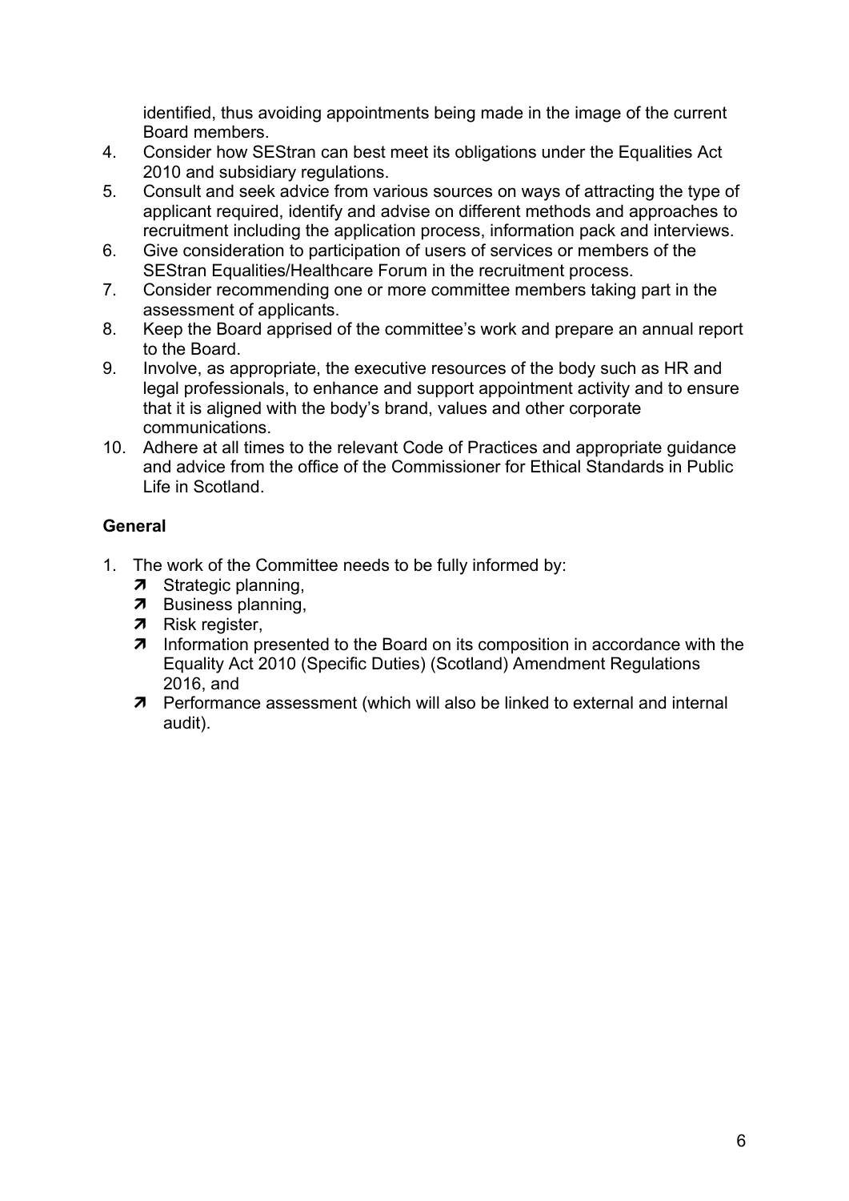identified, thus avoiding appointments being made in the image of the current Board members.

4. Consider how SEStran can best meet its obligations under the Equalities Act 2010 and subsidiary regulations.
5. Consult and seek advice from various sources on ways of attracting the type of applicant required, identify and advise on different methods and approaches to recruitment including the application process, information pack and interviews.
6. Give consideration to participation of users of services or members of the SEStran Equalities/Healthcare Forum in the recruitment process.
7. Consider recommending one or more committee members taking part in the assessment of applicants.
8. Keep the Board apprised of the committee's work and prepare an annual report to the Board.
9. Involve, as appropriate, the executive resources of the body such as HR and legal professionals, to enhance and support appointment activity and to ensure that it is aligned with the body's brand, values and other corporate communications.
10. Adhere at all times to the relevant Code of Practices and appropriate guidance and advice from the office of the Commissioner for Ethical Standards in Public Life in Scotland.

**General**

1. The work of the Committee needs to be fully informed by:
   - Strategic planning,
   - Business planning,
   - Risk register,
   - Information presented to the Board on its composition in accordance with the Equality Act 2010 (Specific Duties) (Scotland) Amendment Regulations 2016, and
   - Performance assessment (which will also be linked to external and internal audit).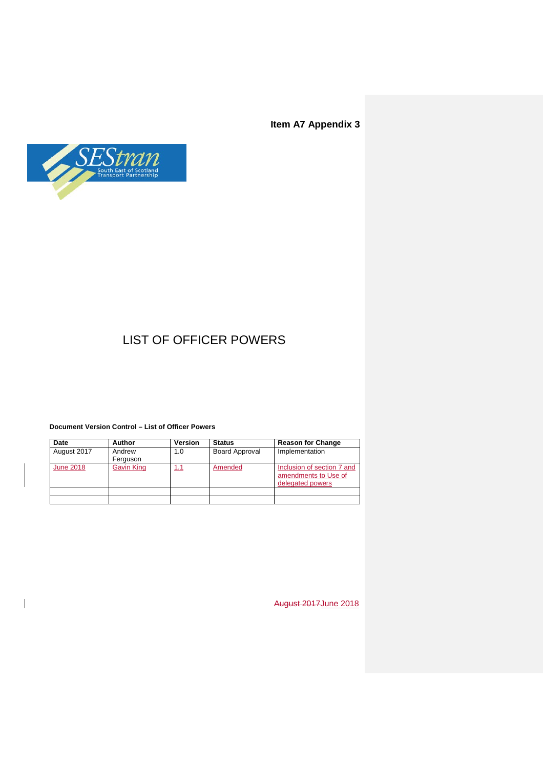**Item A7 Appendix 3**

# LIST OF OFFICER POWERS

**Document Version Control – List of Officer Powers**

| Date | Author | Version | Status | Reason for Change |
|---|---|---|---|---|
| August 2017 | Andrew Ferguson | 1.0 | Board Approval | Implementation |
| June 2018 | Gavin King | 1.1 | Amended | Inclusion of section 7 and amendments to Use of delegated powers |
| | | | | |
| | | | | |

~~August 2017~~June 2018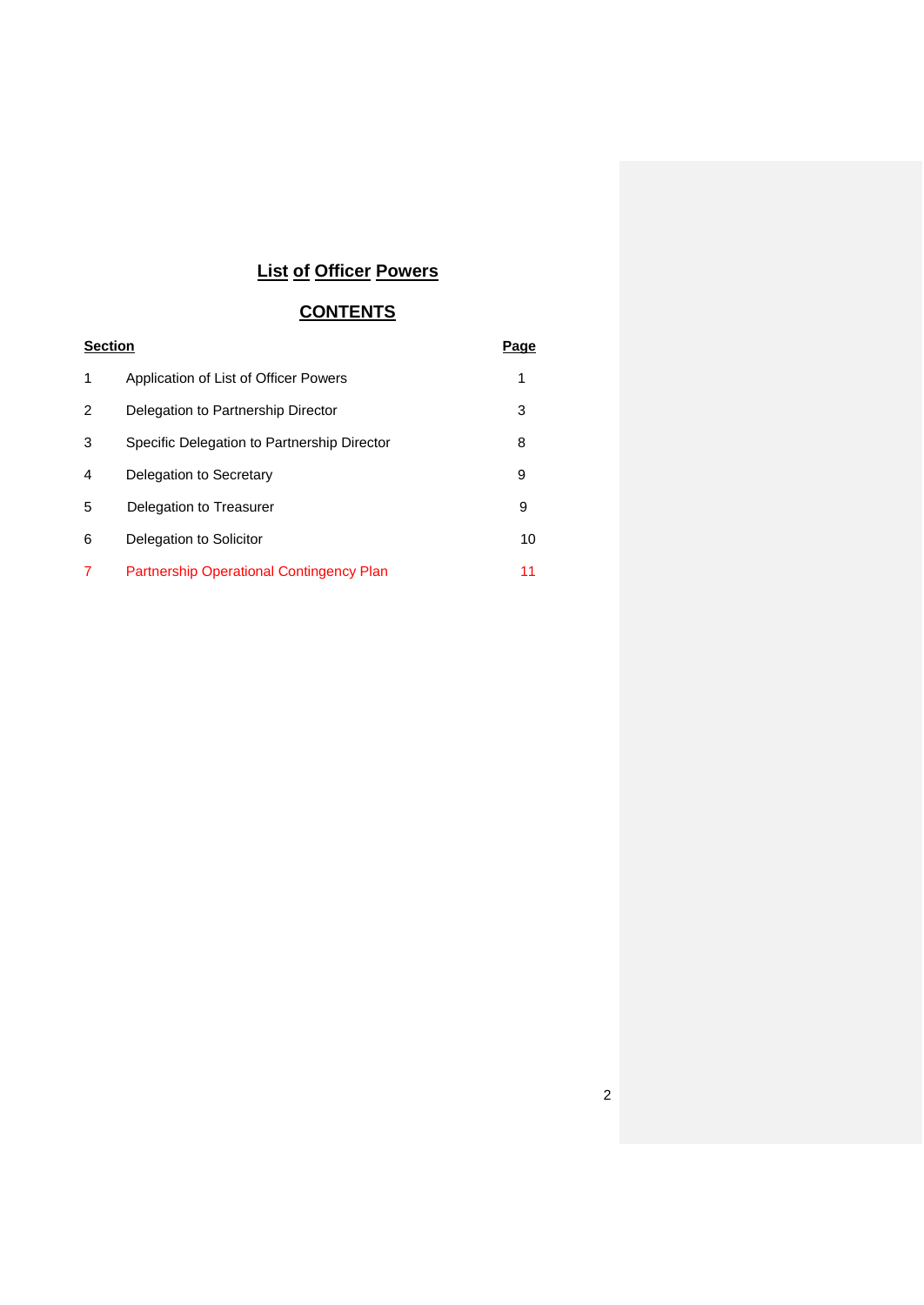# List of Officer Powers

## CONTENTS

| Section | | Page |
|---|---|---|
| 1 | Application of List of Officer Powers | 1 |
| 2 | Delegation to Partnership Director | 3 |
| 3 | Specific Delegation to Partnership Director | 8 |
| 4 | Delegation to Secretary | 9 |
| 5 | Delegation to Treasurer | 9 |
| 6 | Delegation to Solicitor | 10 |
| 7 | Partnership Operational Contingency Plan | 11 |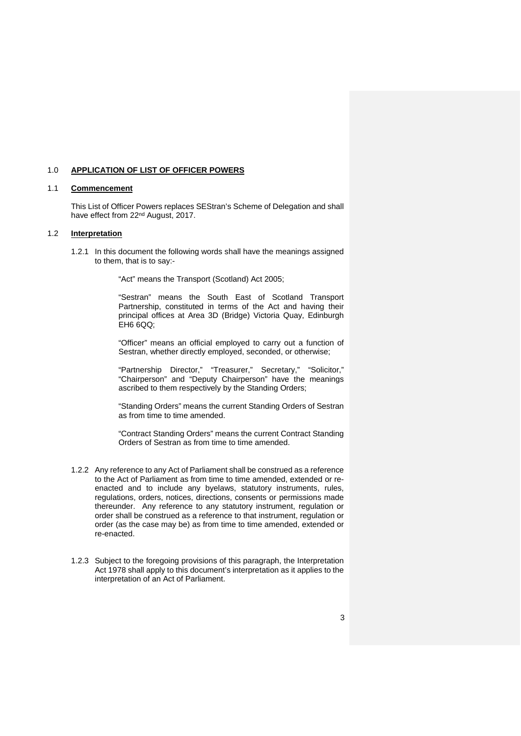## 1.0 **APPLICATION OF LIST OF OFFICER POWERS**

### 1.1 **Commencement**

This List of Officer Powers replaces SEStran's Scheme of Delegation and shall have effect from 22nd August, 2017.

### 1.2 **Interpretation**

1.2.1 In this document the following words shall have the meanings assigned to them, that is to say:-

"Act" means the Transport (Scotland) Act 2005;

"Sestran" means the South East of Scotland Transport Partnership, constituted in terms of the Act and having their principal offices at Area 3D (Bridge) Victoria Quay, Edinburgh EH6 6QQ;

"Officer" means an official employed to carry out a function of Sestran, whether directly employed, seconded, or otherwise;

"Partnership Director," "Treasurer," Secretary," "Solicitor," "Chairperson" and "Deputy Chairperson" have the meanings ascribed to them respectively by the Standing Orders;

"Standing Orders" means the current Standing Orders of Sestran as from time to time amended.

"Contract Standing Orders" means the current Contract Standing Orders of Sestran as from time to time amended.

1.2.2 Any reference to any Act of Parliament shall be construed as a reference to the Act of Parliament as from time to time amended, extended or re-enacted and to include any byelaws, statutory instruments, rules, regulations, orders, notices, directions, consents or permissions made thereunder. Any reference to any statutory instrument, regulation or order shall be construed as a reference to that instrument, regulation or order (as the case may be) as from time to time amended, extended or re-enacted.

1.2.3 Subject to the foregoing provisions of this paragraph, the Interpretation Act 1978 shall apply to this document's interpretation as it applies to the interpretation of an Act of Parliament.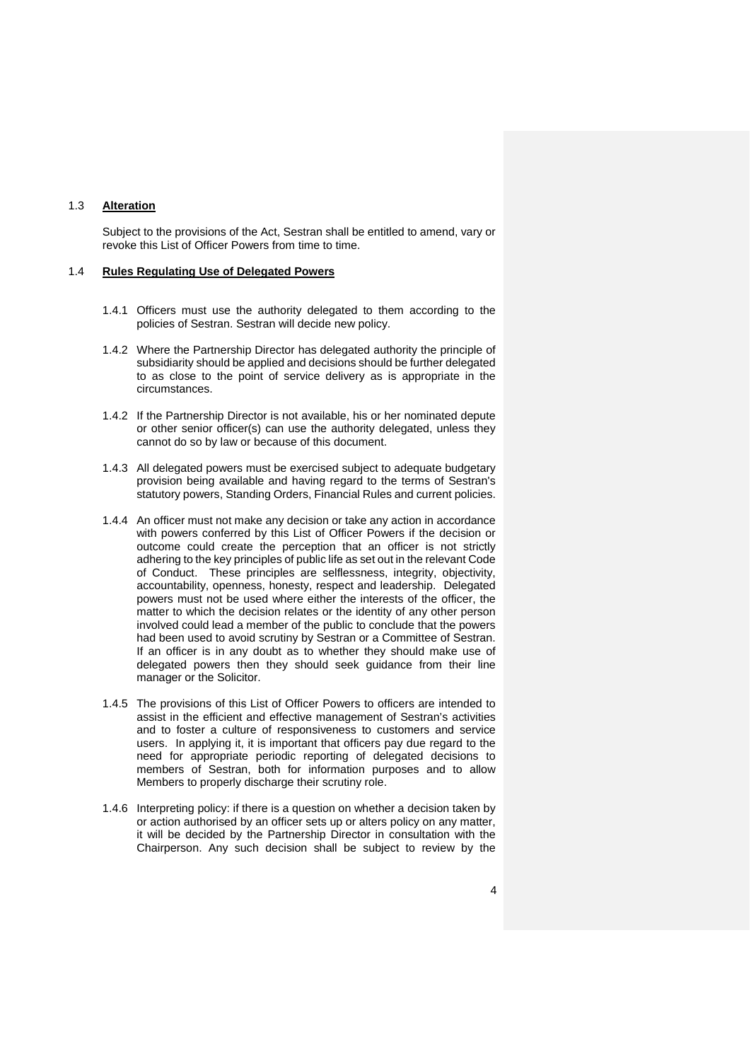## 1.3 **Alteration**

Subject to the provisions of the Act, Sestran shall be entitled to amend, vary or revoke this List of Officer Powers from time to time.

## 1.4 **Rules Regulating Use of Delegated Powers**

1.4.1 Officers must use the authority delegated to them according to the policies of Sestran. Sestran will decide new policy.

1.4.2 Where the Partnership Director has delegated authority the principle of subsidiarity should be applied and decisions should be further delegated to as close to the point of service delivery as is appropriate in the circumstances.

1.4.2 If the Partnership Director is not available, his or her nominated depute or other senior officer(s) can use the authority delegated, unless they cannot do so by law or because of this document.

1.4.3 All delegated powers must be exercised subject to adequate budgetary provision being available and having regard to the terms of Sestran's statutory powers, Standing Orders, Financial Rules and current policies.

1.4.4 An officer must not make any decision or take any action in accordance with powers conferred by this List of Officer Powers if the decision or outcome could create the perception that an officer is not strictly adhering to the key principles of public life as set out in the relevant Code of Conduct. These principles are selflessness, integrity, objectivity, accountability, openness, honesty, respect and leadership. Delegated powers must not be used where either the interests of the officer, the matter to which the decision relates or the identity of any other person involved could lead a member of the public to conclude that the powers had been used to avoid scrutiny by Sestran or a Committee of Sestran. If an officer is in any doubt as to whether they should make use of delegated powers then they should seek guidance from their line manager or the Solicitor.

1.4.5 The provisions of this List of Officer Powers to officers are intended to assist in the efficient and effective management of Sestran's activities and to foster a culture of responsiveness to customers and service users. In applying it, it is important that officers pay due regard to the need for appropriate periodic reporting of delegated decisions to members of Sestran, both for information purposes and to allow Members to properly discharge their scrutiny role.

1.4.6 Interpreting policy: if there is a question on whether a decision taken by or action authorised by an officer sets up or alters policy on any matter, it will be decided by the Partnership Director in consultation with the Chairperson. Any such decision shall be subject to review by the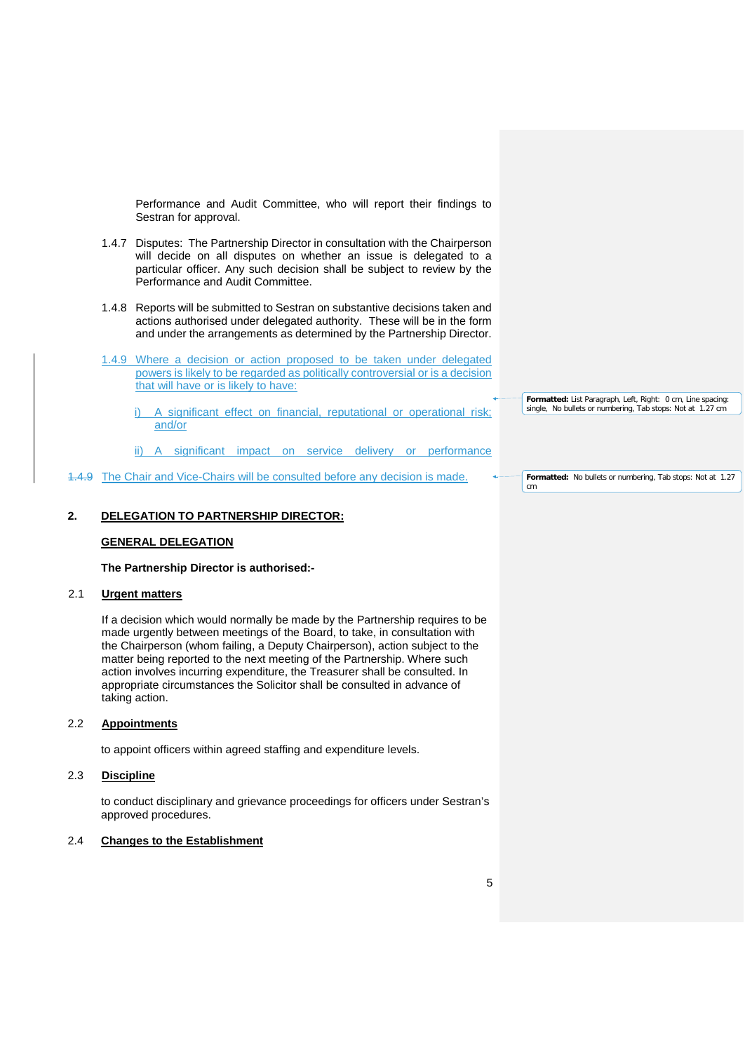Performance and Audit Committee, who will report their findings to Sestran for approval.

1.4.7 Disputes: The Partnership Director in consultation with the Chairperson will decide on all disputes on whether an issue is delegated to a particular officer. Any such decision shall be subject to review by the Performance and Audit Committee.

1.4.8 Reports will be submitted to Sestran on substantive decisions taken and actions authorised under delegated authority. These will be in the form and under the arrangements as determined by the Partnership Director.

1.4.9 Where a decision or action proposed to be taken under delegated powers is likely to be regarded as politically controversial or is a decision that will have or is likely to have:

i) A significant effect on financial, reputational or operational risk; and/or

ii) A significant impact on service delivery or performance

~~1.4.9~~ The Chair and Vice-Chairs will be consulted before any decision is made.

**Formatted:** List Paragraph, Left, Right: 0 cm, Line spacing: single, No bullets or numbering, Tab stops: Not at 1.27 cm

**Formatted:** No bullets or numbering, Tab stops: Not at 1.27 cm

## 2. DELEGATION TO PARTNERSHIP DIRECTOR:

### GENERAL DELEGATION

**The Partnership Director is authorised:-**

### 2.1 Urgent matters

If a decision which would normally be made by the Partnership requires to be made urgently between meetings of the Board, to take, in consultation with the Chairperson (whom failing, a Deputy Chairperson), action subject to the matter being reported to the next meeting of the Partnership. Where such action involves incurring expenditure, the Treasurer shall be consulted. In appropriate circumstances the Solicitor shall be consulted in advance of taking action.

### 2.2 Appointments

to appoint officers within agreed staffing and expenditure levels.

### 2.3 Discipline

to conduct disciplinary and grievance proceedings for officers under Sestran's approved procedures.

### 2.4 Changes to the Establishment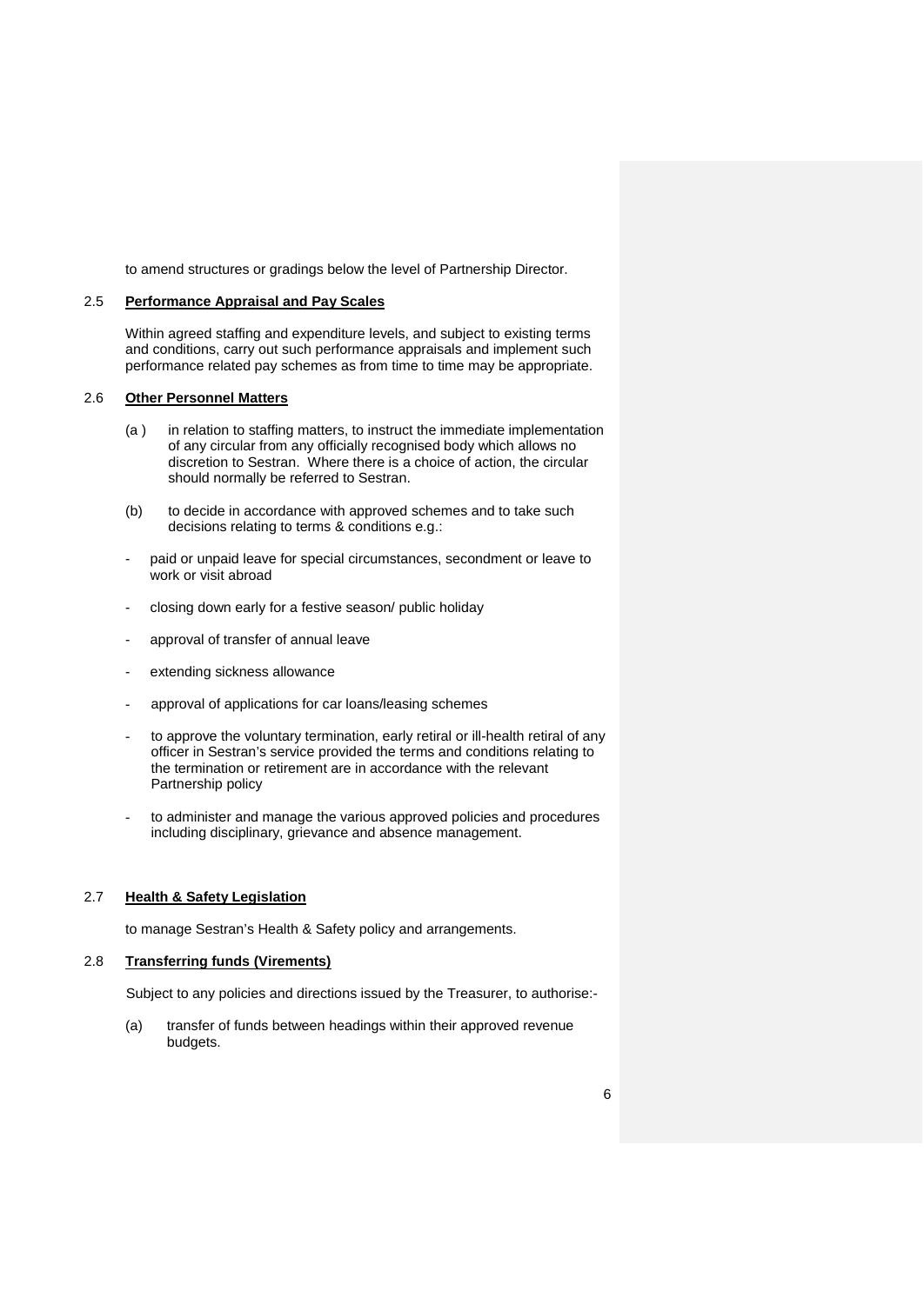to amend structures or gradings below the level of Partnership Director.

2.5 **Performance Appraisal and Pay Scales**

Within agreed staffing and expenditure levels, and subject to existing terms and conditions, carry out such performance appraisals and implement such performance related pay schemes as from time to time may be appropriate.

2.6 **Other Personnel Matters**

(a ) in relation to staffing matters, to instruct the immediate implementation of any circular from any officially recognised body which allows no discretion to Sestran. Where there is a choice of action, the circular should normally be referred to Sestran.

(b) to decide in accordance with approved schemes and to take such decisions relating to terms & conditions e.g.:

- paid or unpaid leave for special circumstances, secondment or leave to work or visit abroad
- closing down early for a festive season/ public holiday
- approval of transfer of annual leave
- extending sickness allowance
- approval of applications for car loans/leasing schemes
- to approve the voluntary termination, early retiral or ill-health retiral of any officer in Sestran's service provided the terms and conditions relating to the termination or retirement are in accordance with the relevant Partnership policy
- to administer and manage the various approved policies and procedures including disciplinary, grievance and absence management.

2.7 **Health & Safety Legislation**

to manage Sestran's Health & Safety policy and arrangements.

2.8 **Transferring funds (Virements)**

Subject to any policies and directions issued by the Treasurer, to authorise:-

(a) transfer of funds between headings within their approved revenue budgets.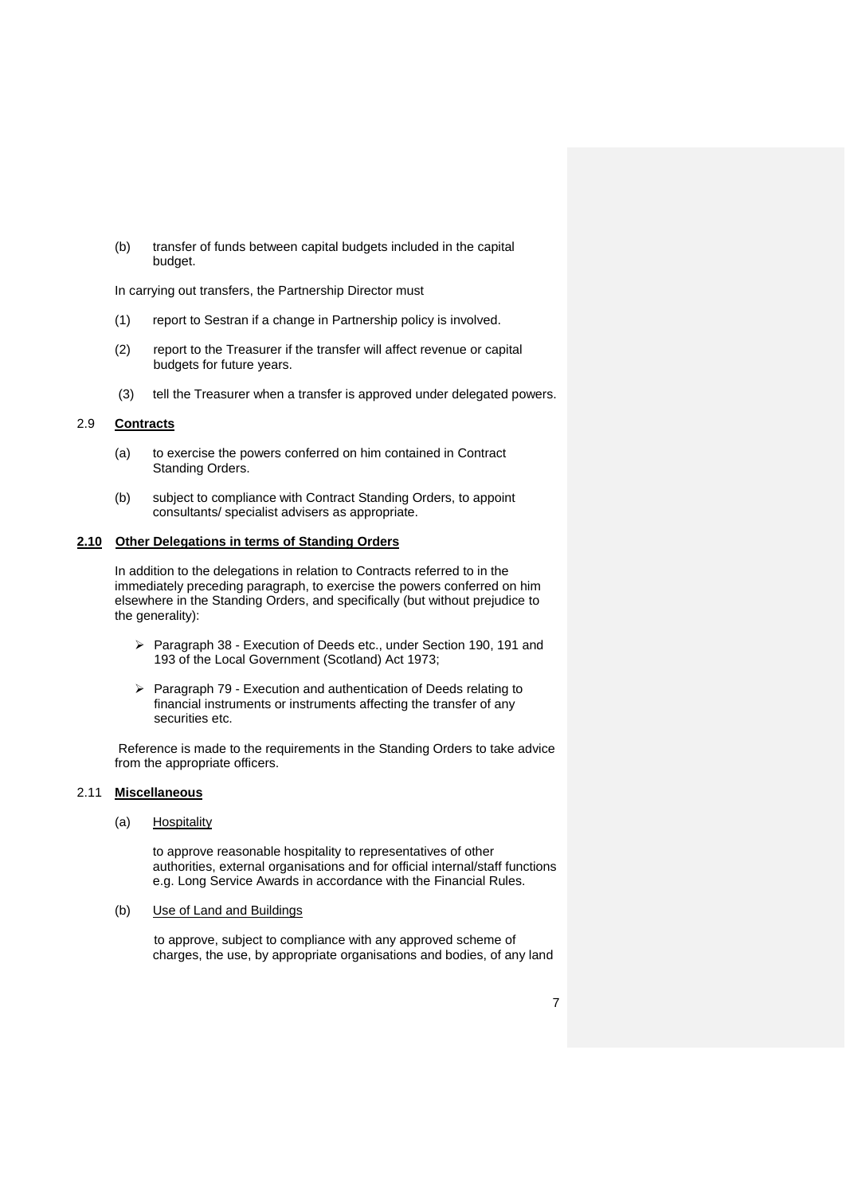(b) transfer of funds between capital budgets included in the capital budget.

In carrying out transfers, the Partnership Director must

(1) report to Sestran if a change in Partnership policy is involved.

(2) report to the Treasurer if the transfer will affect revenue or capital budgets for future years.

(3) tell the Treasurer when a transfer is approved under delegated powers.

## 2.9 **Contracts**

(a) to exercise the powers conferred on him contained in Contract Standing Orders.

(b) subject to compliance with Contract Standing Orders, to appoint consultants/ specialist advisers as appropriate.

## **2.10 Other Delegations in terms of Standing Orders**

In addition to the delegations in relation to Contracts referred to in the immediately preceding paragraph, to exercise the powers conferred on him elsewhere in the Standing Orders, and specifically (but without prejudice to the generality):

- Paragraph 38 - Execution of Deeds etc., under Section 190, 191 and 193 of the Local Government (Scotland) Act 1973;
- Paragraph 79 - Execution and authentication of Deeds relating to financial instruments or instruments affecting the transfer of any securities etc.

Reference is made to the requirements in the Standing Orders to take advice from the appropriate officers.

## 2.11 **Miscellaneous**

(a) Hospitality

to approve reasonable hospitality to representatives of other authorities, external organisations and for official internal/staff functions e.g. Long Service Awards in accordance with the Financial Rules.

(b) Use of Land and Buildings

to approve, subject to compliance with any approved scheme of charges, the use, by appropriate organisations and bodies, of any land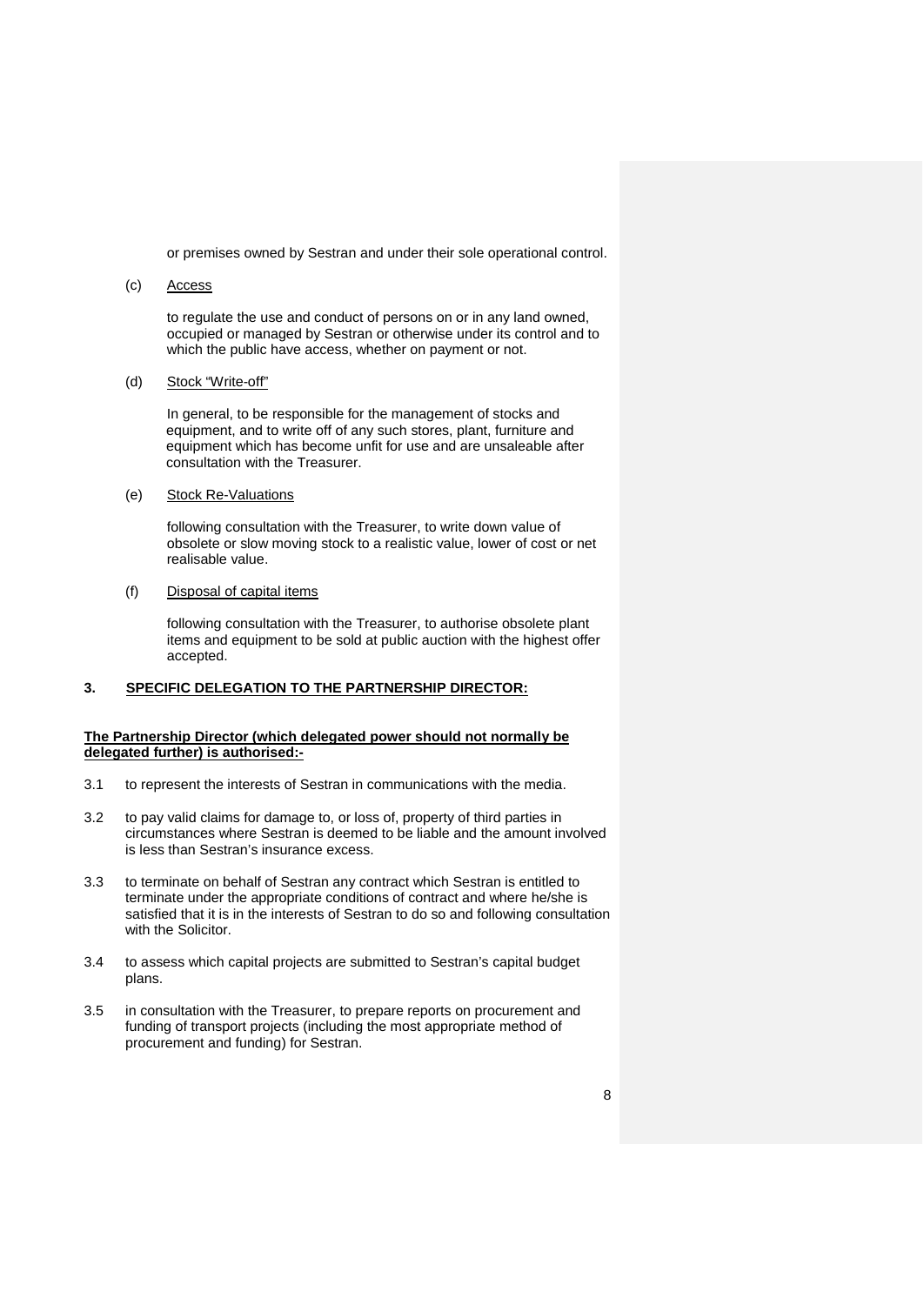or premises owned by Sestran and under their sole operational control.

(c) <u>Access</u>

to regulate the use and conduct of persons on or in any land owned, occupied or managed by Sestran or otherwise under its control and to which the public have access, whether on payment or not.

(d) <u>Stock "Write-off"</u>

In general, to be responsible for the management of stocks and equipment, and to write off of any such stores, plant, furniture and equipment which has become unfit for use and are unsaleable after consultation with the Treasurer.

(e) <u>Stock Re-Valuations</u>

following consultation with the Treasurer, to write down value of obsolete or slow moving stock to a realistic value, lower of cost or net realisable value.

(f) <u>Disposal of capital items</u>

following consultation with the Treasurer, to authorise obsolete plant items and equipment to be sold at public auction with the highest offer accepted.

## 3. SPECIFIC DELEGATION TO THE PARTNERSHIP DIRECTOR:

**The Partnership Director (which delegated power should not normally be delegated further) is authorised:-**

3.1 to represent the interests of Sestran in communications with the media.

3.2 to pay valid claims for damage to, or loss of, property of third parties in circumstances where Sestran is deemed to be liable and the amount involved is less than Sestran's insurance excess.

3.3 to terminate on behalf of Sestran any contract which Sestran is entitled to terminate under the appropriate conditions of contract and where he/she is satisfied that it is in the interests of Sestran to do so and following consultation with the Solicitor.

3.4 to assess which capital projects are submitted to Sestran's capital budget plans.

3.5 in consultation with the Treasurer, to prepare reports on procurement and funding of transport projects (including the most appropriate method of procurement and funding) for Sestran.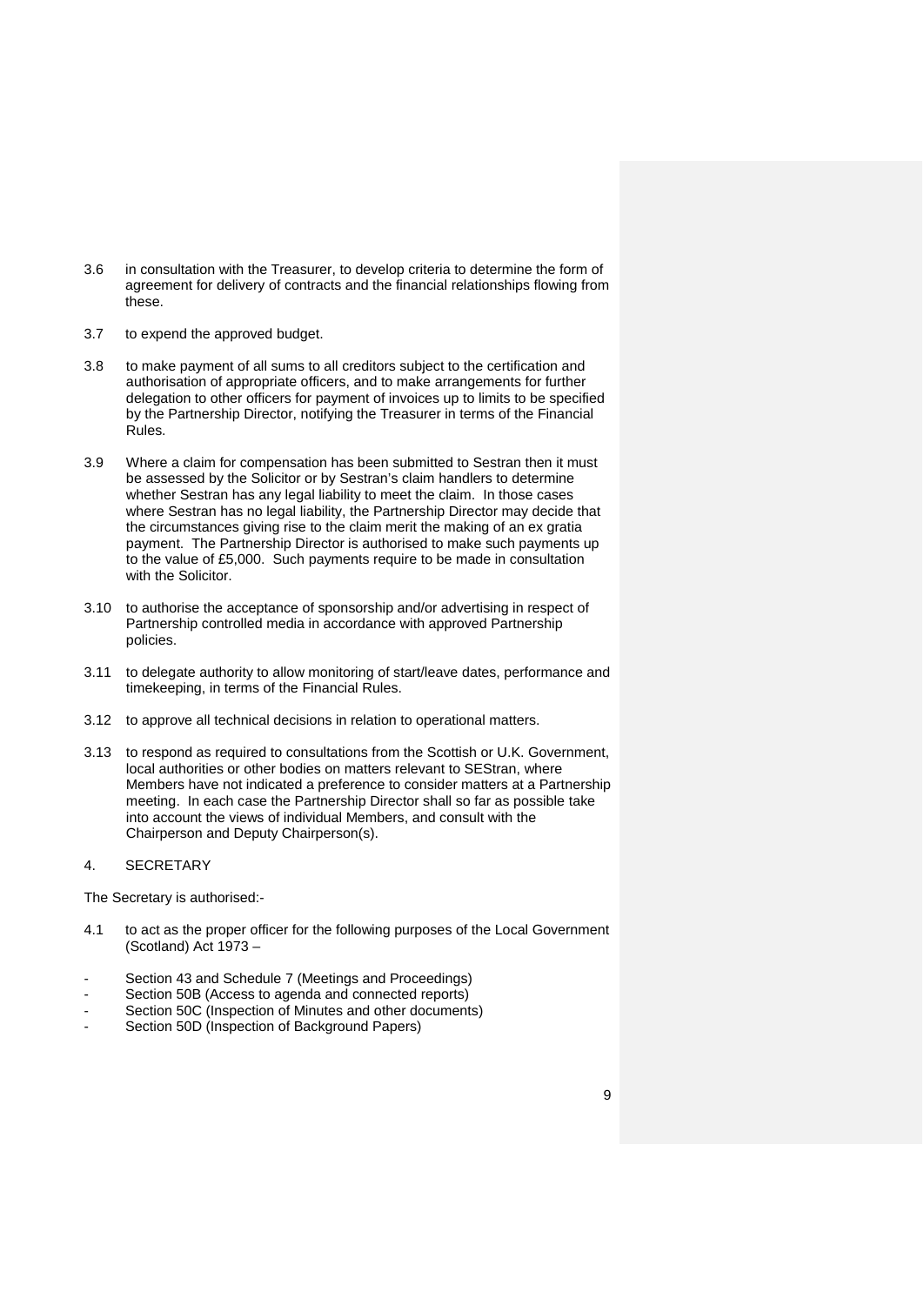3.6 in consultation with the Treasurer, to develop criteria to determine the form of agreement for delivery of contracts and the financial relationships flowing from these.

3.7 to expend the approved budget.

3.8 to make payment of all sums to all creditors subject to the certification and authorisation of appropriate officers, and to make arrangements for further delegation to other officers for payment of invoices up to limits to be specified by the Partnership Director, notifying the Treasurer in terms of the Financial Rules.

3.9 Where a claim for compensation has been submitted to Sestran then it must be assessed by the Solicitor or by Sestran's claim handlers to determine whether Sestran has any legal liability to meet the claim. In those cases where Sestran has no legal liability, the Partnership Director may decide that the circumstances giving rise to the claim merit the making of an ex gratia payment. The Partnership Director is authorised to make such payments up to the value of £5,000. Such payments require to be made in consultation with the Solicitor.

3.10 to authorise the acceptance of sponsorship and/or advertising in respect of Partnership controlled media in accordance with approved Partnership policies.

3.11 to delegate authority to allow monitoring of start/leave dates, performance and timekeeping, in terms of the Financial Rules.

3.12 to approve all technical decisions in relation to operational matters.

3.13 to respond as required to consultations from the Scottish or U.K. Government, local authorities or other bodies on matters relevant to SEStran, where Members have not indicated a preference to consider matters at a Partnership meeting. In each case the Partnership Director shall so far as possible take into account the views of individual Members, and consult with the Chairperson and Deputy Chairperson(s).

4. SECRETARY

The Secretary is authorised:-

4.1 to act as the proper officer for the following purposes of the Local Government (Scotland) Act 1973 –

- Section 43 and Schedule 7 (Meetings and Proceedings)
- Section 50B (Access to agenda and connected reports)
- Section 50C (Inspection of Minutes and other documents)
- Section 50D (Inspection of Background Papers)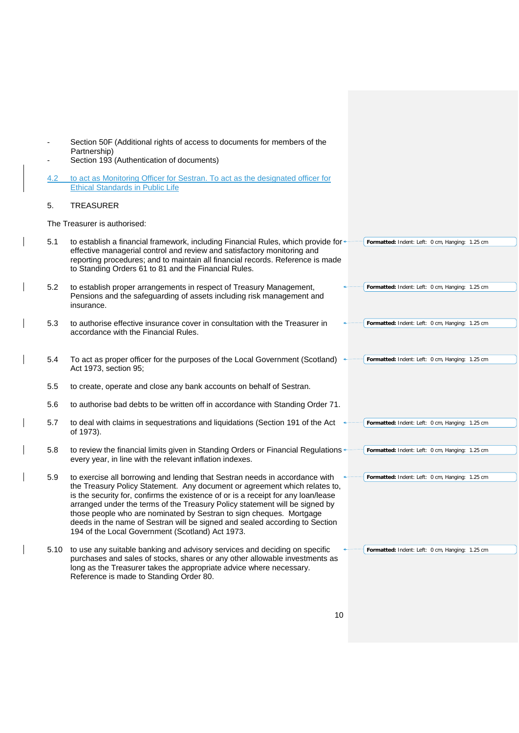- Section 50F (Additional rights of access to documents for members of the Partnership)
- Section 193 (Authentication of documents)

4.2 to act as Monitoring Officer for Sestran. To act as the designated officer for Ethical Standards in Public Life

5. TREASURER

The Treasurer is authorised:

5.1 to establish a financial framework, including Financial Rules, which provide for effective managerial control and review and satisfactory monitoring and reporting procedures; and to maintain all financial records. Reference is made to Standing Orders 61 to 81 and the Financial Rules.

5.2 to establish proper arrangements in respect of Treasury Management, Pensions and the safeguarding of assets including risk management and insurance.

5.3 to authorise effective insurance cover in consultation with the Treasurer in accordance with the Financial Rules.

5.4 To act as proper officer for the purposes of the Local Government (Scotland) Act 1973, section 95;

5.5 to create, operate and close any bank accounts on behalf of Sestran.

5.6 to authorise bad debts to be written off in accordance with Standing Order 71.

5.7 to deal with claims in sequestrations and liquidations (Section 191 of the Act of 1973).

5.8 to review the financial limits given in Standing Orders or Financial Regulations every year, in line with the relevant inflation indexes.

5.9 to exercise all borrowing and lending that Sestran needs in accordance with the Treasury Policy Statement. Any document or agreement which relates to, is the security for, confirms the existence of or is a receipt for any loan/lease arranged under the terms of the Treasury Policy statement will be signed by those people who are nominated by Sestran to sign cheques. Mortgage deeds in the name of Sestran will be signed and sealed according to Section 194 of the Local Government (Scotland) Act 1973.

5.10 to use any suitable banking and advisory services and deciding on specific purchases and sales of stocks, shares or any other allowable investments as long as the Treasurer takes the appropriate advice where necessary. Reference is made to Standing Order 80.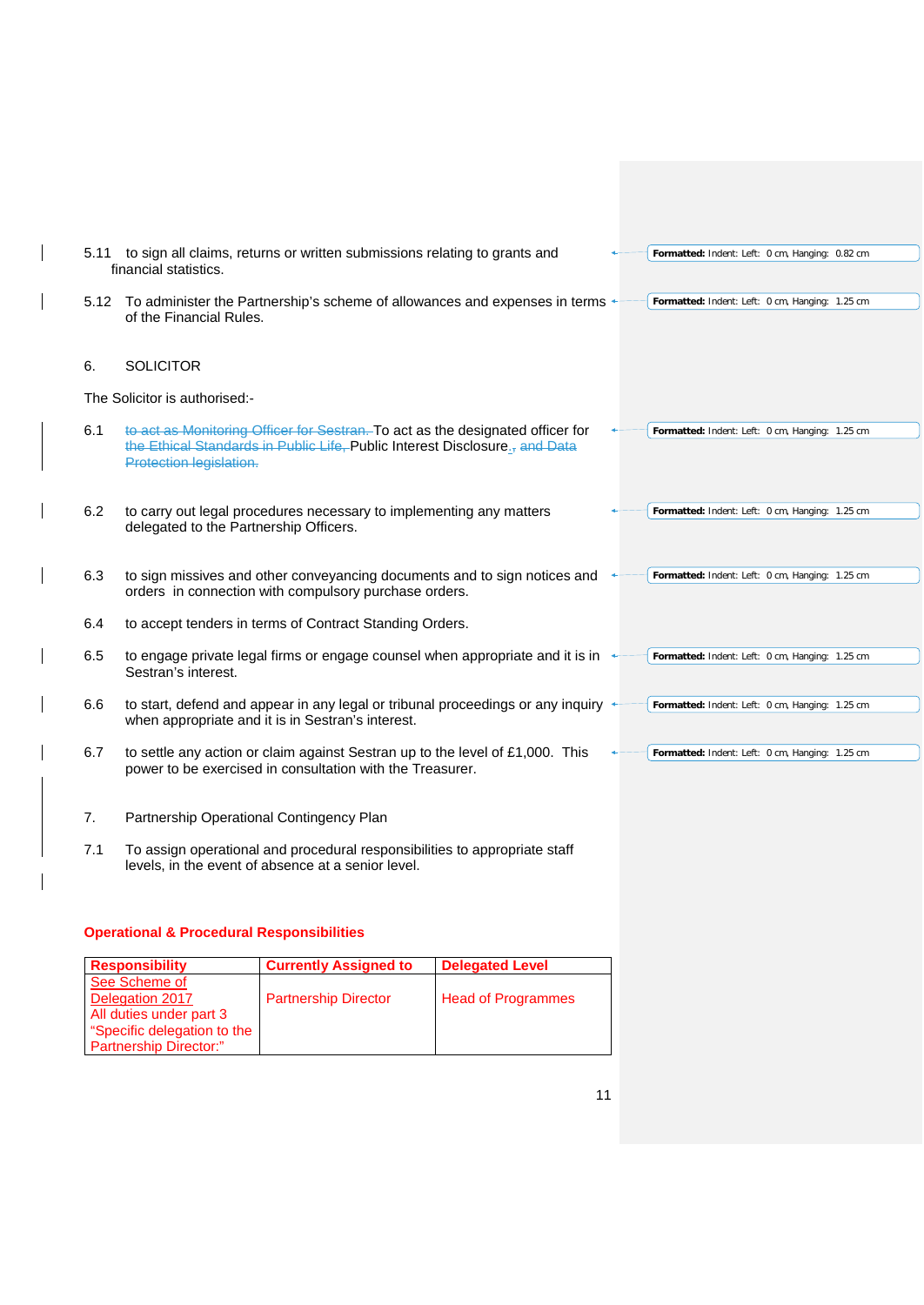5.11 to sign all claims, returns or written submissions relating to grants and financial statistics.

5.12 To administer the Partnership's scheme of allowances and expenses in terms of the Financial Rules.

6. SOLICITOR

The Solicitor is authorised:-

6.1 ~~to act as Monitoring Officer for Sestran.~~ To act as the designated officer for ~~the Ethical Standards in Public Life,~~ Public Interest Disclosure., and Data Protection legislation.

6.2 to carry out legal procedures necessary to implementing any matters delegated to the Partnership Officers.

6.3 to sign missives and other conveyancing documents and to sign notices and orders in connection with compulsory purchase orders.

6.4 to accept tenders in terms of Contract Standing Orders.

6.5 to engage private legal firms or engage counsel when appropriate and it is in Sestran's interest.

6.6 to start, defend and appear in any legal or tribunal proceedings or any inquiry when appropriate and it is in Sestran's interest.

6.7 to settle any action or claim against Sestran up to the level of £1,000. This power to be exercised in consultation with the Treasurer.

7. Partnership Operational Contingency Plan

7.1 To assign operational and procedural responsibilities to appropriate staff levels, in the event of absence at a senior level.

**Operational & Procedural Responsibilities**

| Responsibility | Currently Assigned to | Delegated Level |
|---|---|---|
| See Scheme of Delegation 2017 All duties under part 3 "Specific delegation to the Partnership Director:" | Partnership Director | Head of Programmes |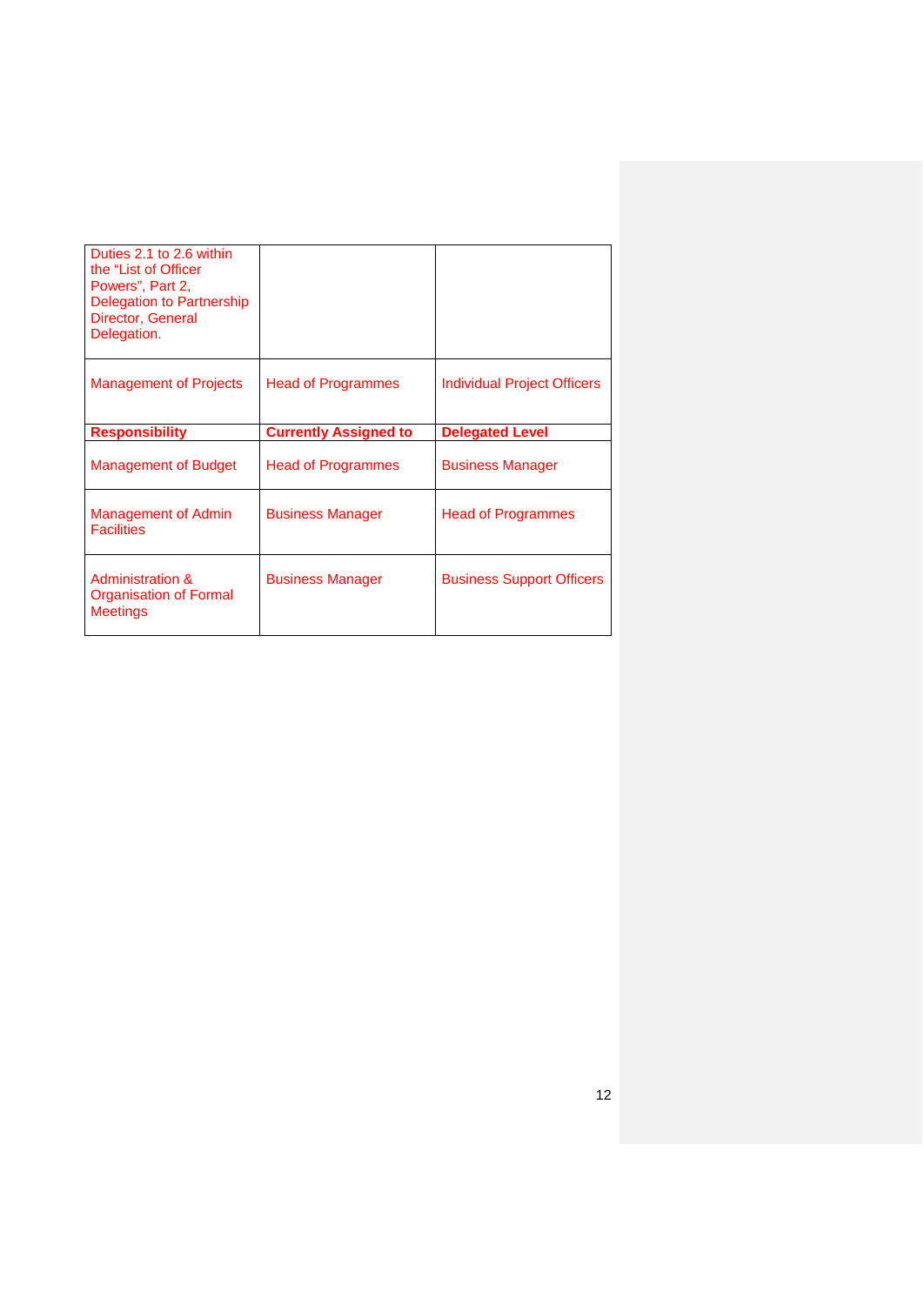| | | |
|---|---|---|
| Duties 2.1 to 2.6 within the “List of Officer Powers”, Part 2, Delegation to Partnership Director, General Delegation. | | |
| Management of Projects | Head of Programmes | Individual Project Officers |
| **Responsibility** | **Currently Assigned to** | **Delegated Level** |
| Management of Budget | Head of Programmes | Business Manager |
| Management of Admin Facilities | Business Manager | Head of Programmes |
| Administration & Organisation of Formal Meetings | Business Manager | Business Support Officers |